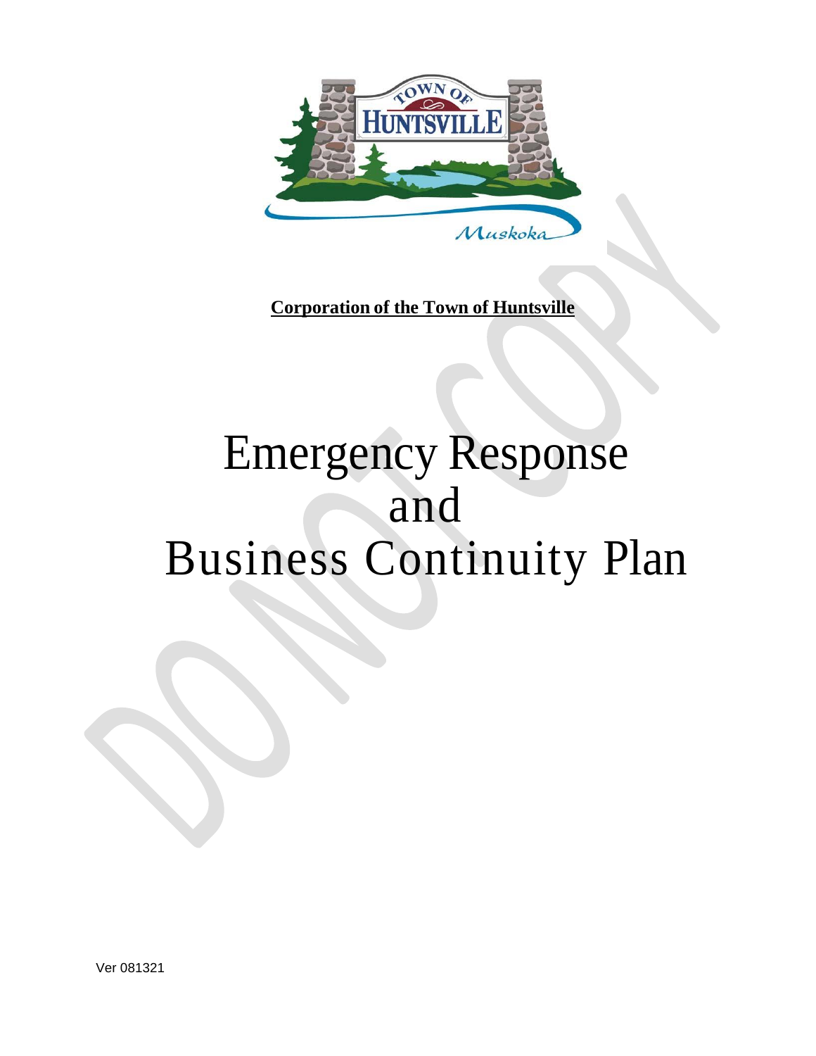**Corporation of the Town of Huntsville**

# Emergency Response and Business Continuity Plan

Ver 081321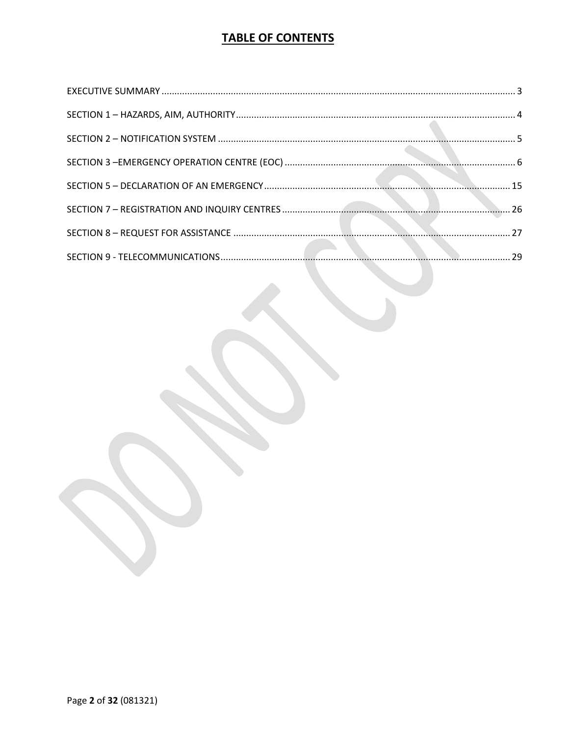# TABLE OF CONTENTS

EXECUTIVE SUMMARY ........................................................................................................................................ 3

SECTION 1 – HAZARDS, AIM, AUTHORITY ........................................................................................................... 4

SECTION 2 – NOTIFICATION SYSTEM .................................................................................................................. 5

SECTION 3 –EMERGENCY OPERATION CENTRE (EOC) ......................................................................................... 6

SECTION 5 – DECLARATION OF AN EMERGENCY .............................................................................................. 15

SECTION 7 – REGISTRATION AND INQUIRY CENTRES ....................................................................................... 26

SECTION 8 – REQUEST FOR ASSISTANCE .......................................................................................................... 27

SECTION 9 - TELECOMMUNICATIONS ................................................................................................................ 29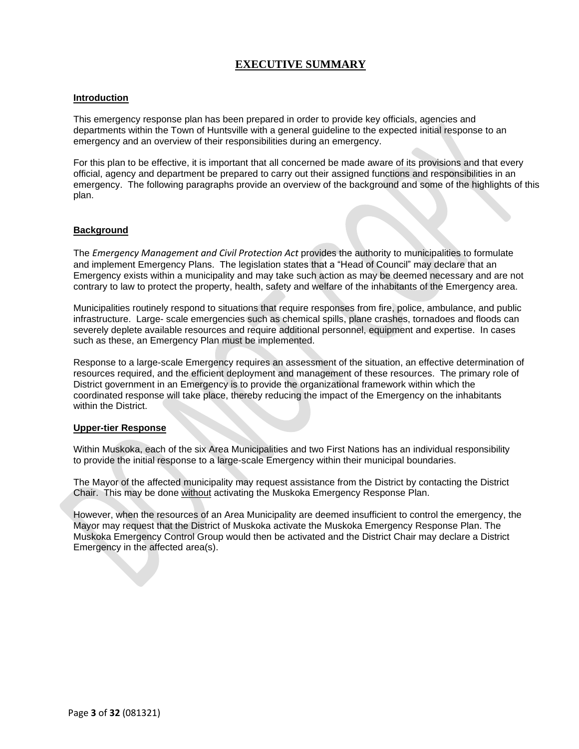# EXECUTIVE SUMMARY

## Introduction

This emergency response plan has been prepared in order to provide key officials, agencies and departments within the Town of Huntsville with a general guideline to the expected initial response to an emergency and an overview of their responsibilities during an emergency.

For this plan to be effective, it is important that all concerned be made aware of its provisions and that every official, agency and department be prepared to carry out their assigned functions and responsibilities in an emergency. The following paragraphs provide an overview of the background and some of the highlights of this plan.

## Background

The *Emergency Management and Civil Protection Act* provides the authority to municipalities to formulate and implement Emergency Plans. The legislation states that a "Head of Council" may declare that an Emergency exists within a municipality and may take such action as may be deemed necessary and are not contrary to law to protect the property, health, safety and welfare of the inhabitants of the Emergency area.

Municipalities routinely respond to situations that require responses from fire, police, ambulance, and public infrastructure. Large- scale emergencies such as chemical spills, plane crashes, tornadoes and floods can severely deplete available resources and require additional personnel, equipment and expertise. In cases such as these, an Emergency Plan must be implemented.

Response to a large-scale Emergency requires an assessment of the situation, an effective determination of resources required, and the efficient deployment and management of these resources. The primary role of District government in an Emergency is to provide the organizational framework within which the coordinated response will take place, thereby reducing the impact of the Emergency on the inhabitants within the District.

## Upper-tier Response

Within Muskoka, each of the six Area Municipalities and two First Nations has an individual responsibility to provide the initial response to a large-scale Emergency within their municipal boundaries.

The Mayor of the affected municipality may request assistance from the District by contacting the District Chair. This may be done <u>without</u> activating the Muskoka Emergency Response Plan.

However, when the resources of an Area Municipality are deemed insufficient to control the emergency, the Mayor may request that the District of Muskoka activate the Muskoka Emergency Response Plan. The Muskoka Emergency Control Group would then be activated and the District Chair may declare a District Emergency in the affected area(s).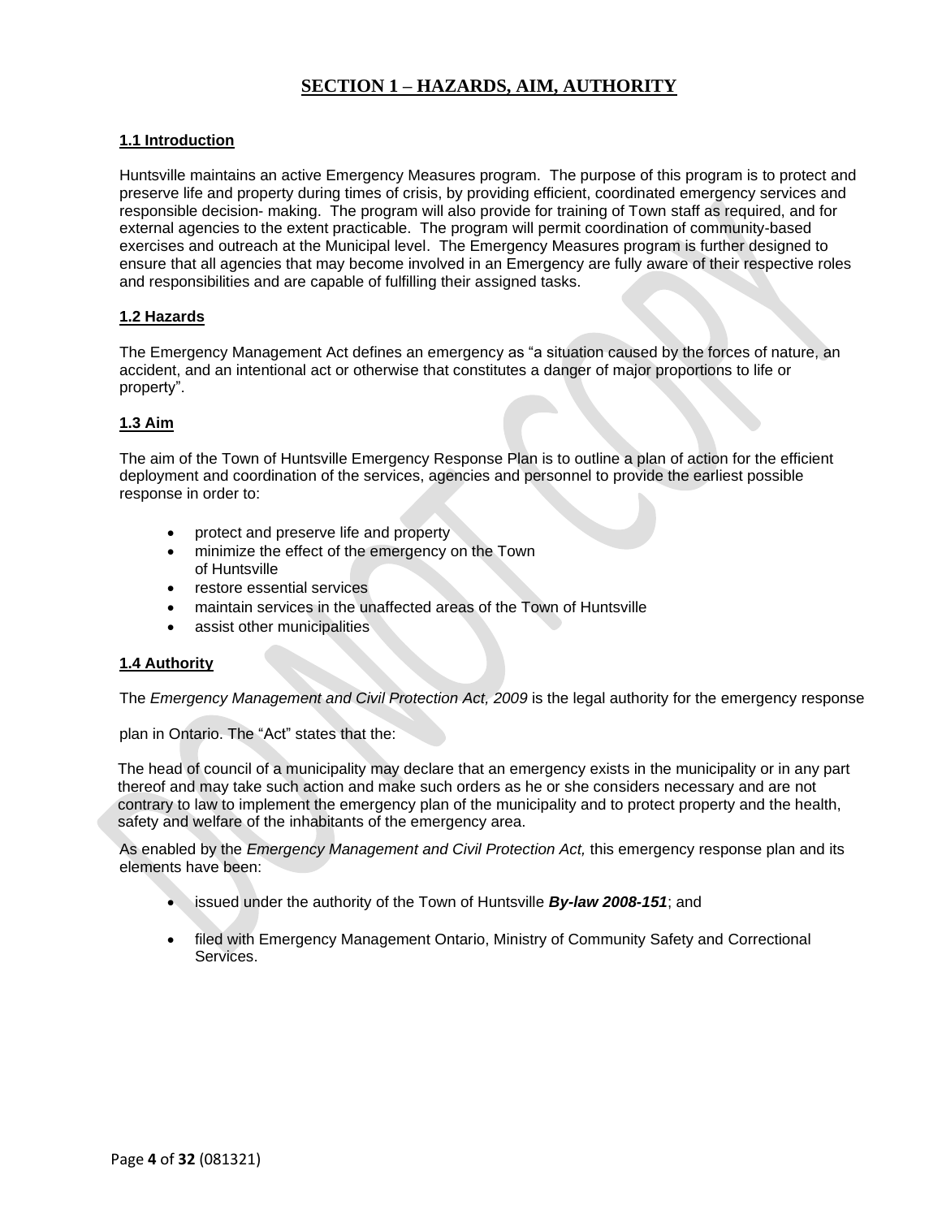# SECTION 1 – HAZARDS, AIM, AUTHORITY

## 1.1 Introduction

Huntsville maintains an active Emergency Measures program. The purpose of this program is to protect and preserve life and property during times of crisis, by providing efficient, coordinated emergency services and responsible decision- making. The program will also provide for training of Town staff as required, and for external agencies to the extent practicable. The program will permit coordination of community-based exercises and outreach at the Municipal level. The Emergency Measures program is further designed to ensure that all agencies that may become involved in an Emergency are fully aware of their respective roles and responsibilities and are capable of fulfilling their assigned tasks.

## 1.2 Hazards

The Emergency Management Act defines an emergency as “a situation caused by the forces of nature, an accident, and an intentional act or otherwise that constitutes a danger of major proportions to life or property”.

## 1.3 Aim

The aim of the Town of Huntsville Emergency Response Plan is to outline a plan of action for the efficient deployment and coordination of the services, agencies and personnel to provide the earliest possible response in order to:

- protect and preserve life and property
- minimize the effect of the emergency on the Town of Huntsville
- restore essential services
- maintain services in the unaffected areas of the Town of Huntsville
- assist other municipalities

## 1.4 Authority

The *Emergency Management and Civil Protection Act, 2009* is the legal authority for the emergency response plan in Ontario. The “Act” states that the:

The head of council of a municipality may declare that an emergency exists in the municipality or in any part thereof and may take such action and make such orders as he or she considers necessary and are not contrary to law to implement the emergency plan of the municipality and to protect property and the health, safety and welfare of the inhabitants of the emergency area.

As enabled by the *Emergency Management and Civil Protection Act,* this emergency response plan and its elements have been:

- issued under the authority of the Town of Huntsville ***By-law 2008-151***; and
- filed with Emergency Management Ontario, Ministry of Community Safety and Correctional Services.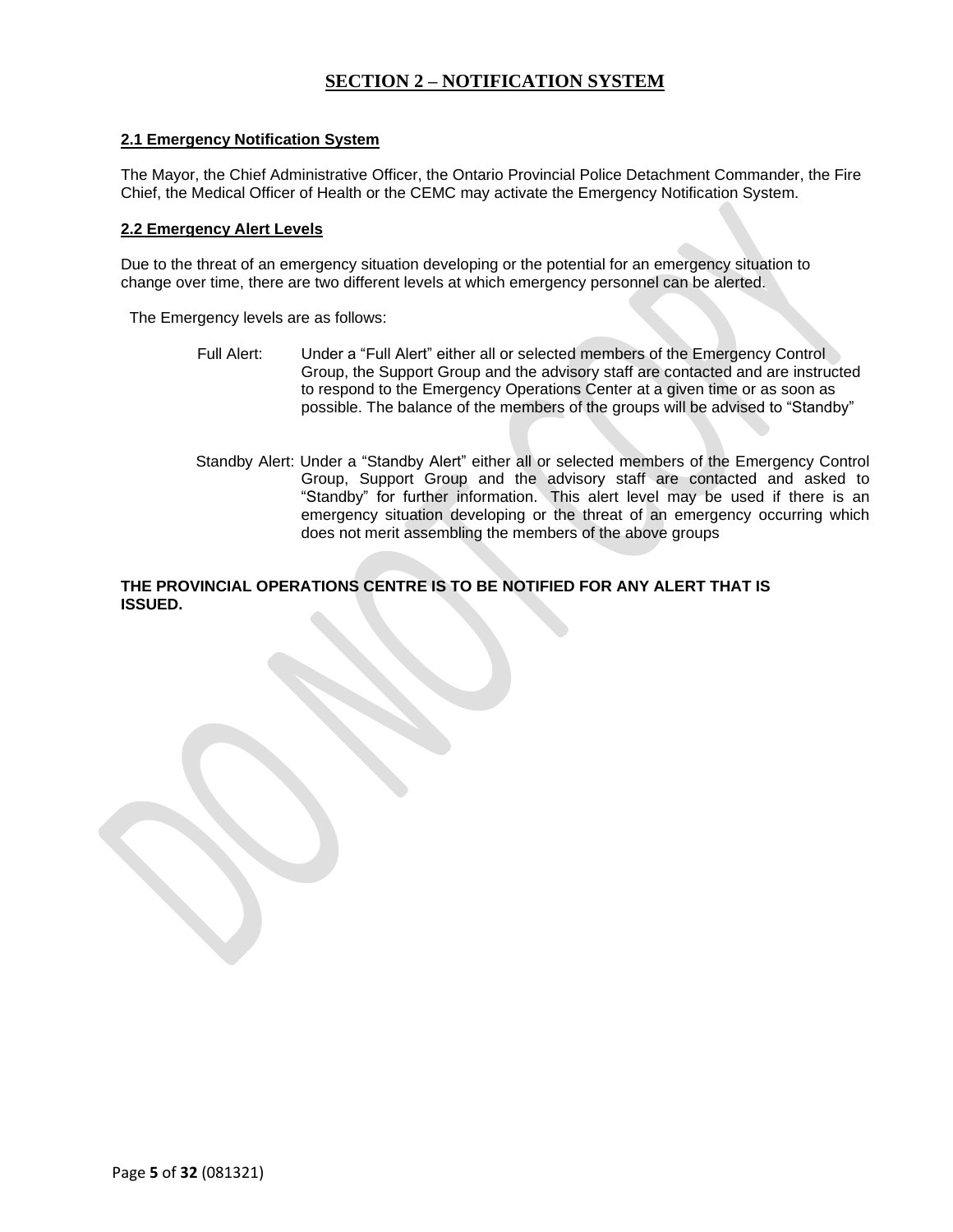# SECTION 2 – NOTIFICATION SYSTEM

## 2.1 Emergency Notification System

The Mayor, the Chief Administrative Officer, the Ontario Provincial Police Detachment Commander, the Fire Chief, the Medical Officer of Health or the CEMC may activate the Emergency Notification System.

## 2.2 Emergency Alert Levels

Due to the threat of an emergency situation developing or the potential for an emergency situation to change over time, there are two different levels at which emergency personnel can be alerted.

The Emergency levels are as follows:

Full Alert: Under a "Full Alert" either all or selected members of the Emergency Control Group, the Support Group and the advisory staff are contacted and are instructed to respond to the Emergency Operations Center at a given time or as soon as possible. The balance of the members of the groups will be advised to "Standby"

Standby Alert: Under a "Standby Alert" either all or selected members of the Emergency Control Group, Support Group and the advisory staff are contacted and asked to "Standby" for further information. This alert level may be used if there is an emergency situation developing or the threat of an emergency occurring which does not merit assembling the members of the above groups

**THE PROVINCIAL OPERATIONS CENTRE IS TO BE NOTIFIED FOR ANY ALERT THAT IS ISSUED.**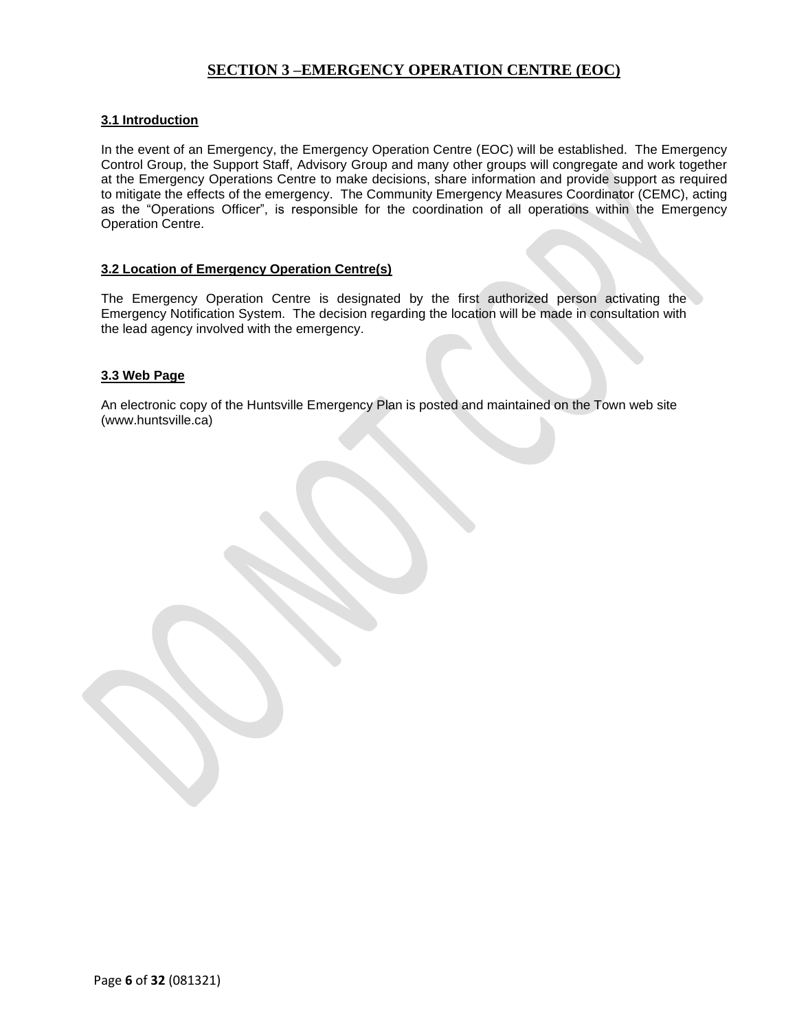## SECTION 3 –EMERGENCY OPERATION CENTRE (EOC)

### 3.1 Introduction

In the event of an Emergency, the Emergency Operation Centre (EOC) will be established. The Emergency Control Group, the Support Staff, Advisory Group and many other groups will congregate and work together at the Emergency Operations Centre to make decisions, share information and provide support as required to mitigate the effects of the emergency. The Community Emergency Measures Coordinator (CEMC), acting as the "Operations Officer", is responsible for the coordination of all operations within the Emergency Operation Centre.

### 3.2 Location of Emergency Operation Centre(s)

The Emergency Operation Centre is designated by the first authorized person activating the Emergency Notification System. The decision regarding the location will be made in consultation with the lead agency involved with the emergency.

### 3.3 Web Page

An electronic copy of the Huntsville Emergency Plan is posted and maintained on the Town web site (www.huntsville.ca)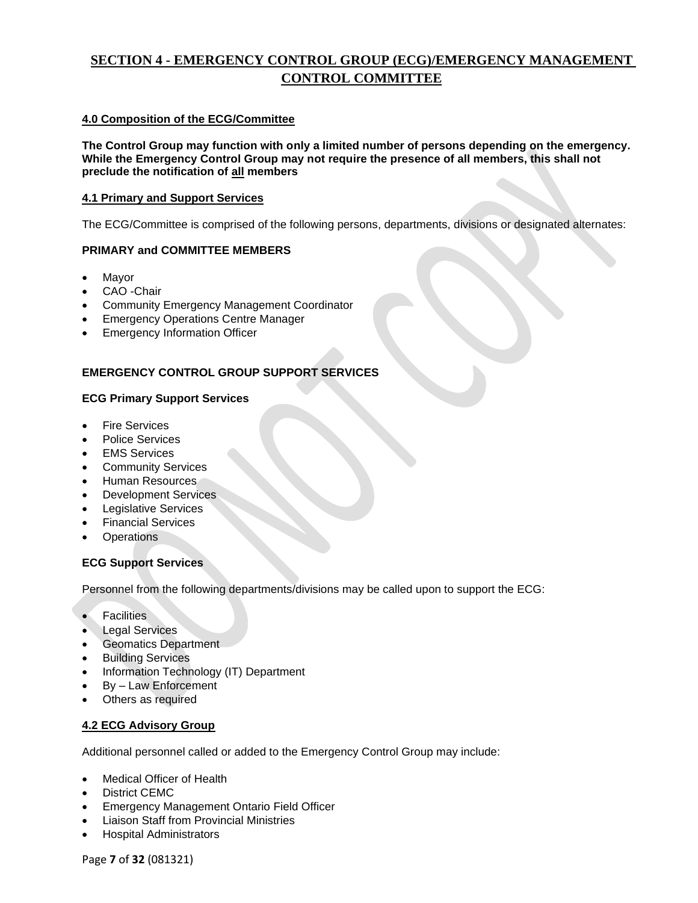# SECTION 4 - EMERGENCY CONTROL GROUP (ECG)/EMERGENCY MANAGEMENT CONTROL COMMITTEE

## 4.0 Composition of the ECG/Committee

**The Control Group may function with only a limited number of persons depending on the emergency. While the Emergency Control Group may not require the presence of all members, this shall not preclude the notification of all members**

## 4.1 Primary and Support Services

The ECG/Committee is comprised of the following persons, departments, divisions or designated alternates:

### PRIMARY and COMMITTEE MEMBERS

- Mayor
- CAO -Chair
- Community Emergency Management Coordinator
- Emergency Operations Centre Manager
- Emergency Information Officer

### EMERGENCY CONTROL GROUP SUPPORT SERVICES

#### ECG Primary Support Services

- Fire Services
- Police Services
- EMS Services
- Community Services
- Human Resources
- Development Services
- Legislative Services
- Financial Services
- Operations

#### ECG Support Services

Personnel from the following departments/divisions may be called upon to support the ECG:

- Facilities
- Legal Services
- Geomatics Department
- Building Services
- Information Technology (IT) Department
- By – Law Enforcement
- Others as required

## 4.2 ECG Advisory Group

Additional personnel called or added to the Emergency Control Group may include:

- Medical Officer of Health
- District CEMC
- Emergency Management Ontario Field Officer
- Liaison Staff from Provincial Ministries
- Hospital Administrators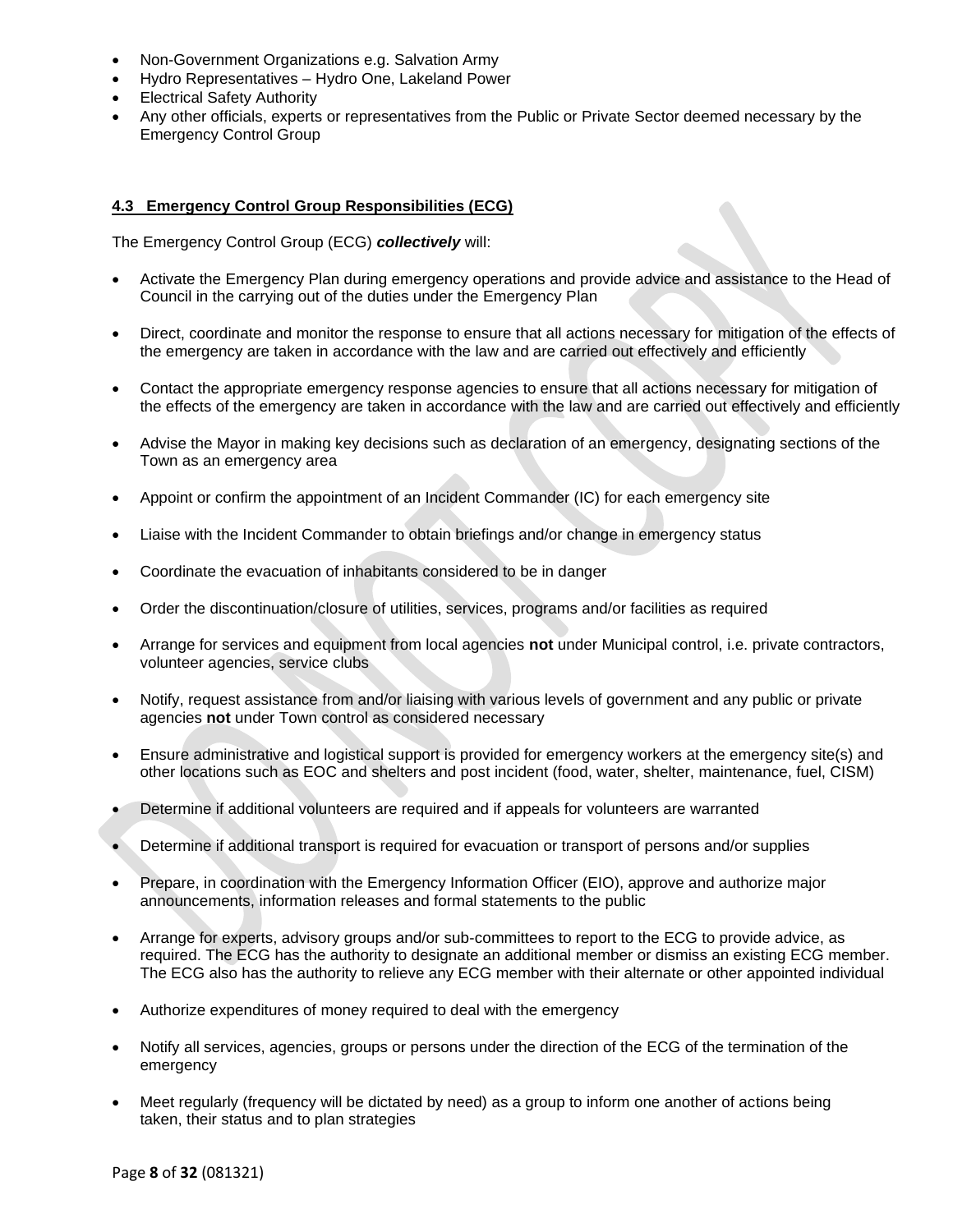- Non-Government Organizations e.g. Salvation Army
- Hydro Representatives – Hydro One, Lakeland Power
- Electrical Safety Authority
- Any other officials, experts or representatives from the Public or Private Sector deemed necessary by the Emergency Control Group

### 4.3 Emergency Control Group Responsibilities (ECG)

The Emergency Control Group (ECG) ***collectively*** will:

- Activate the Emergency Plan during emergency operations and provide advice and assistance to the Head of Council in the carrying out of the duties under the Emergency Plan
- Direct, coordinate and monitor the response to ensure that all actions necessary for mitigation of the effects of the emergency are taken in accordance with the law and are carried out effectively and efficiently
- Contact the appropriate emergency response agencies to ensure that all actions necessary for mitigation of the effects of the emergency are taken in accordance with the law and are carried out effectively and efficiently
- Advise the Mayor in making key decisions such as declaration of an emergency, designating sections of the Town as an emergency area
- Appoint or confirm the appointment of an Incident Commander (IC) for each emergency site
- Liaise with the Incident Commander to obtain briefings and/or change in emergency status
- Coordinate the evacuation of inhabitants considered to be in danger
- Order the discontinuation/closure of utilities, services, programs and/or facilities as required
- Arrange for services and equipment from local agencies **not** under Municipal control, i.e. private contractors, volunteer agencies, service clubs
- Notify, request assistance from and/or liaising with various levels of government and any public or private agencies **not** under Town control as considered necessary
- Ensure administrative and logistical support is provided for emergency workers at the emergency site(s) and other locations such as EOC and shelters and post incident (food, water, shelter, maintenance, fuel, CISM)
- Determine if additional volunteers are required and if appeals for volunteers are warranted
- Determine if additional transport is required for evacuation or transport of persons and/or supplies
- Prepare, in coordination with the Emergency Information Officer (EIO), approve and authorize major announcements, information releases and formal statements to the public
- Arrange for experts, advisory groups and/or sub-committees to report to the ECG to provide advice, as required. The ECG has the authority to designate an additional member or dismiss an existing ECG member. The ECG also has the authority to relieve any ECG member with their alternate or other appointed individual
- Authorize expenditures of money required to deal with the emergency
- Notify all services, agencies, groups or persons under the direction of the ECG of the termination of the emergency
- Meet regularly (frequency will be dictated by need) as a group to inform one another of actions being taken, their status and to plan strategies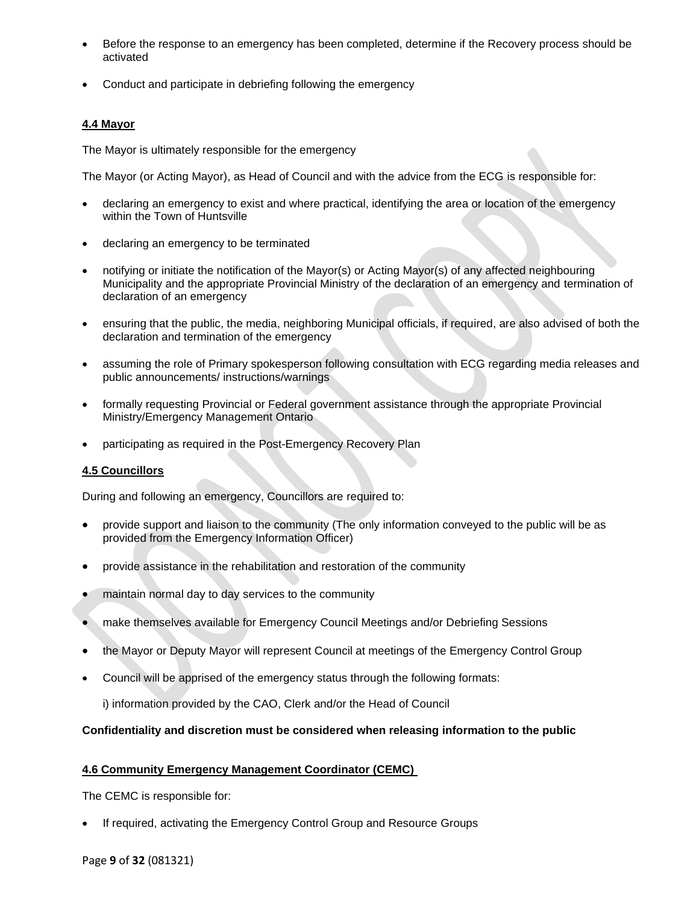- Before the response to an emergency has been completed, determine if the Recovery process should be activated
- Conduct and participate in debriefing following the emergency

### 4.4 Mayor

The Mayor is ultimately responsible for the emergency

The Mayor (or Acting Mayor), as Head of Council and with the advice from the ECG is responsible for:

- declaring an emergency to exist and where practical, identifying the area or location of the emergency within the Town of Huntsville
- declaring an emergency to be terminated
- notifying or initiate the notification of the Mayor(s) or Acting Mayor(s) of any affected neighbouring Municipality and the appropriate Provincial Ministry of the declaration of an emergency and termination of declaration of an emergency
- ensuring that the public, the media, neighboring Municipal officials, if required, are also advised of both the declaration and termination of the emergency
- assuming the role of Primary spokesperson following consultation with ECG regarding media releases and public announcements/ instructions/warnings
- formally requesting Provincial or Federal government assistance through the appropriate Provincial Ministry/Emergency Management Ontario
- participating as required in the Post-Emergency Recovery Plan

### 4.5 Councillors

During and following an emergency, Councillors are required to:

- provide support and liaison to the community (The only information conveyed to the public will be as provided from the Emergency Information Officer)
- provide assistance in the rehabilitation and restoration of the community
- maintain normal day to day services to the community
- make themselves available for Emergency Council Meetings and/or Debriefing Sessions
- the Mayor or Deputy Mayor will represent Council at meetings of the Emergency Control Group
- Council will be apprised of the emergency status through the following formats:

  i) information provided by the CAO, Clerk and/or the Head of Council

**Confidentiality and discretion must be considered when releasing information to the public**

### 4.6 Community Emergency Management Coordinator (CEMC)

The CEMC is responsible for:

- If required, activating the Emergency Control Group and Resource Groups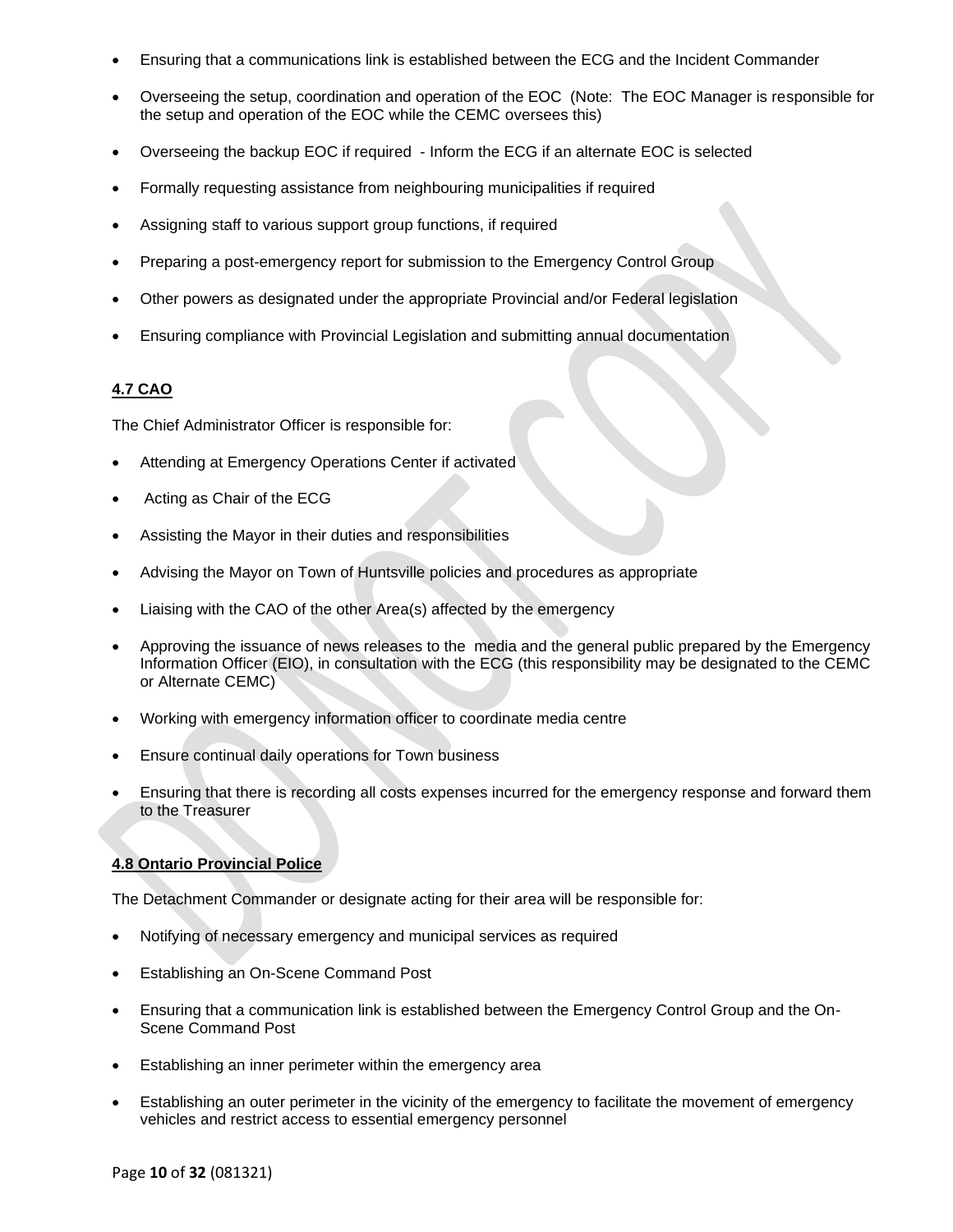- Ensuring that a communications link is established between the ECG and the Incident Commander
- Overseeing the setup, coordination and operation of the EOC (Note: The EOC Manager is responsible for the setup and operation of the EOC while the CEMC oversees this)
- Overseeing the backup EOC if required - Inform the ECG if an alternate EOC is selected
- Formally requesting assistance from neighbouring municipalities if required
- Assigning staff to various support group functions, if required
- Preparing a post-emergency report for submission to the Emergency Control Group
- Other powers as designated under the appropriate Provincial and/or Federal legislation
- Ensuring compliance with Provincial Legislation and submitting annual documentation

**4.7 CAO**

The Chief Administrator Officer is responsible for:

- Attending at Emergency Operations Center if activated
- Acting as Chair of the ECG
- Assisting the Mayor in their duties and responsibilities
- Advising the Mayor on Town of Huntsville policies and procedures as appropriate
- Liaising with the CAO of the other Area(s) affected by the emergency
- Approving the issuance of news releases to the media and the general public prepared by the Emergency Information Officer (EIO), in consultation with the ECG (this responsibility may be designated to the CEMC or Alternate CEMC)
- Working with emergency information officer to coordinate media centre
- Ensure continual daily operations for Town business
- Ensuring that there is recording all costs expenses incurred for the emergency response and forward them to the Treasurer

**4.8 Ontario Provincial Police**

The Detachment Commander or designate acting for their area will be responsible for:

- Notifying of necessary emergency and municipal services as required
- Establishing an On-Scene Command Post
- Ensuring that a communication link is established between the Emergency Control Group and the On-Scene Command Post
- Establishing an inner perimeter within the emergency area
- Establishing an outer perimeter in the vicinity of the emergency to facilitate the movement of emergency vehicles and restrict access to essential emergency personnel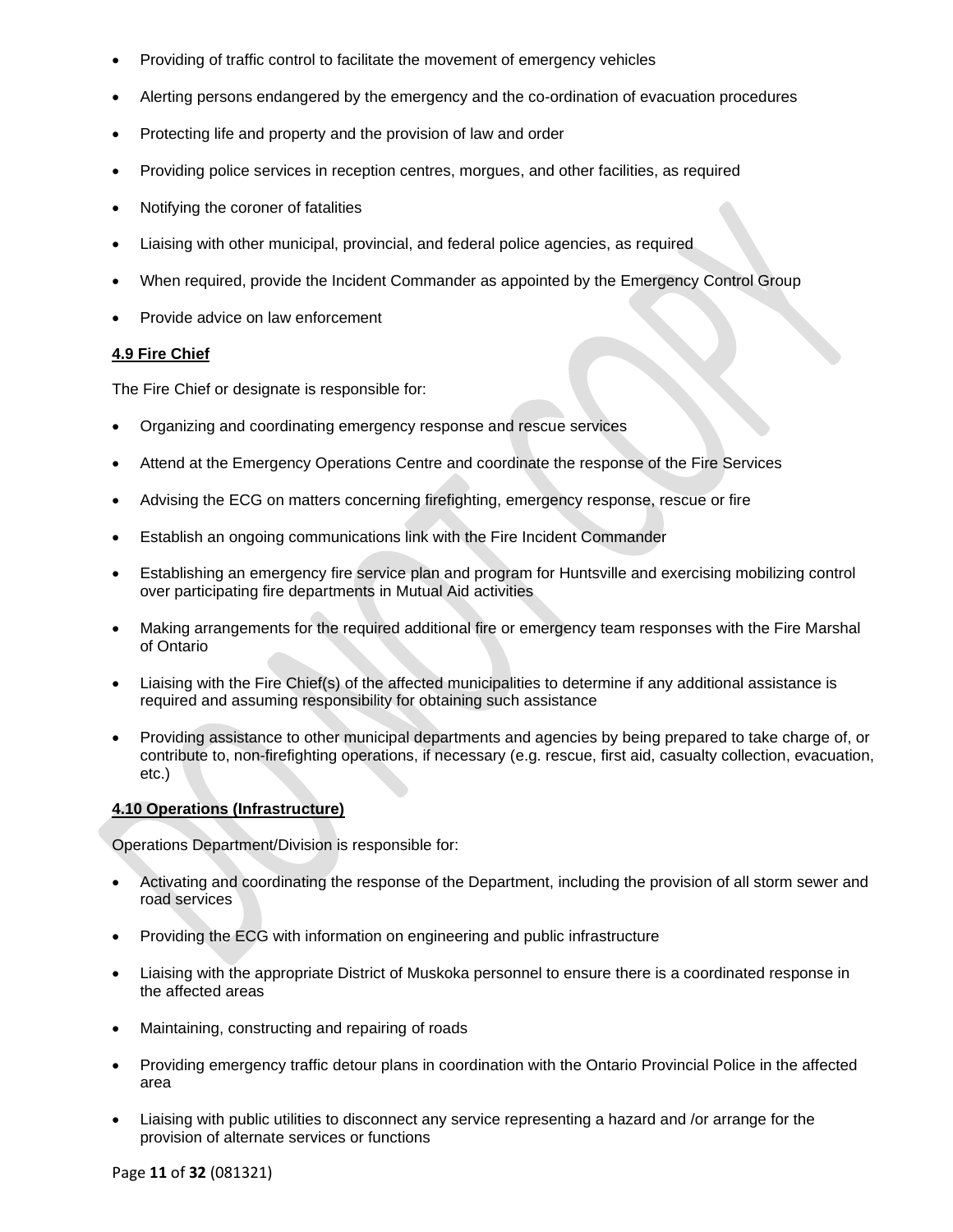- Providing of traffic control to facilitate the movement of emergency vehicles
- Alerting persons endangered by the emergency and the co-ordination of evacuation procedures
- Protecting life and property and the provision of law and order
- Providing police services in reception centres, morgues, and other facilities, as required
- Notifying the coroner of fatalities
- Liaising with other municipal, provincial, and federal police agencies, as required
- When required, provide the Incident Commander as appointed by the Emergency Control Group
- Provide advice on law enforcement

**4.9 Fire Chief**

The Fire Chief or designate is responsible for:

- Organizing and coordinating emergency response and rescue services
- Attend at the Emergency Operations Centre and coordinate the response of the Fire Services
- Advising the ECG on matters concerning firefighting, emergency response, rescue or fire
- Establish an ongoing communications link with the Fire Incident Commander
- Establishing an emergency fire service plan and program for Huntsville and exercising mobilizing control over participating fire departments in Mutual Aid activities
- Making arrangements for the required additional fire or emergency team responses with the Fire Marshal of Ontario
- Liaising with the Fire Chief(s) of the affected municipalities to determine if any additional assistance is required and assuming responsibility for obtaining such assistance
- Providing assistance to other municipal departments and agencies by being prepared to take charge of, or contribute to, non-firefighting operations, if necessary (e.g. rescue, first aid, casualty collection, evacuation, etc.)

**4.10 Operations (Infrastructure)**

Operations Department/Division is responsible for:

- Activating and coordinating the response of the Department, including the provision of all storm sewer and road services
- Providing the ECG with information on engineering and public infrastructure
- Liaising with the appropriate District of Muskoka personnel to ensure there is a coordinated response in the affected areas
- Maintaining, constructing and repairing of roads
- Providing emergency traffic detour plans in coordination with the Ontario Provincial Police in the affected area
- Liaising with public utilities to disconnect any service representing a hazard and /or arrange for the provision of alternate services or functions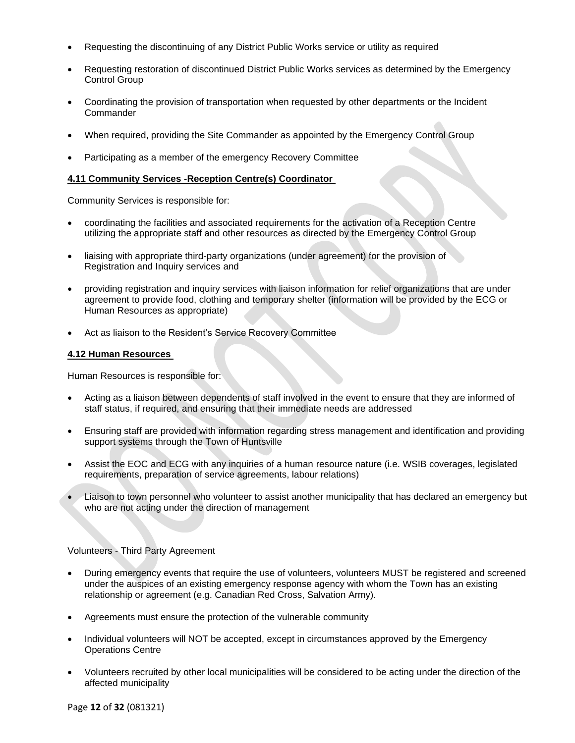- Requesting the discontinuing of any District Public Works service or utility as required
- Requesting restoration of discontinued District Public Works services as determined by the Emergency Control Group
- Coordinating the provision of transportation when requested by other departments or the Incident Commander
- When required, providing the Site Commander as appointed by the Emergency Control Group
- Participating as a member of the emergency Recovery Committee

#### 4.11 Community Services -Reception Centre(s) Coordinator

Community Services is responsible for:

- coordinating the facilities and associated requirements for the activation of a Reception Centre utilizing the appropriate staff and other resources as directed by the Emergency Control Group
- liaising with appropriate third-party organizations (under agreement) for the provision of Registration and Inquiry services and
- providing registration and inquiry services with liaison information for relief organizations that are under agreement to provide food, clothing and temporary shelter (information will be provided by the ECG or Human Resources as appropriate)
- Act as liaison to the Resident's Service Recovery Committee

#### 4.12 Human Resources

Human Resources is responsible for:

- Acting as a liaison between dependents of staff involved in the event to ensure that they are informed of staff status, if required, and ensuring that their immediate needs are addressed
- Ensuring staff are provided with information regarding stress management and identification and providing support systems through the Town of Huntsville
- Assist the EOC and ECG with any inquiries of a human resource nature (i.e. WSIB coverages, legislated requirements, preparation of service agreements, labour relations)
- Liaison to town personnel who volunteer to assist another municipality that has declared an emergency but who are not acting under the direction of management

Volunteers - Third Party Agreement

- During emergency events that require the use of volunteers, volunteers MUST be registered and screened under the auspices of an existing emergency response agency with whom the Town has an existing relationship or agreement (e.g. Canadian Red Cross, Salvation Army).
- Agreements must ensure the protection of the vulnerable community
- Individual volunteers will NOT be accepted, except in circumstances approved by the Emergency Operations Centre
- Volunteers recruited by other local municipalities will be considered to be acting under the direction of the affected municipality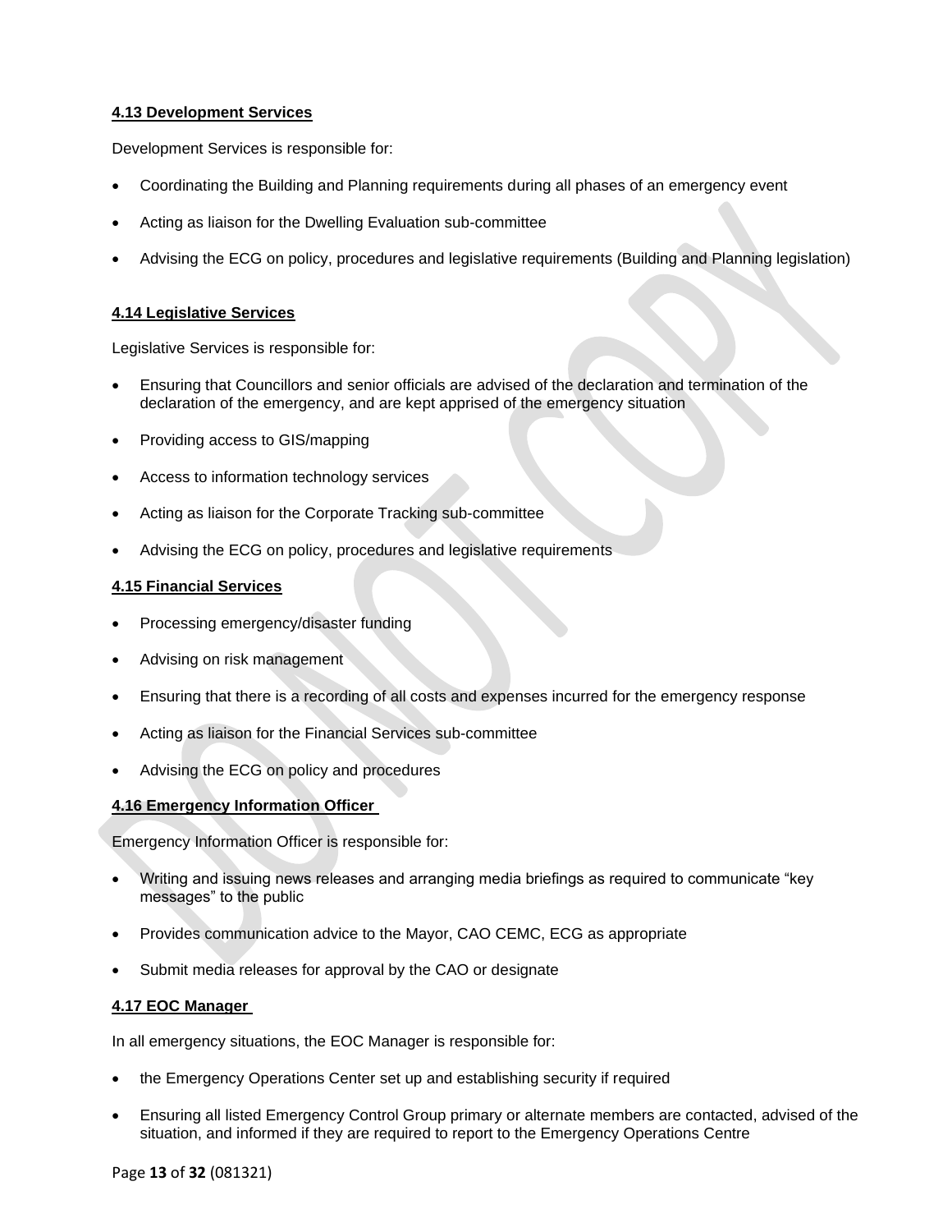#### 4.13 Development Services

Development Services is responsible for:

- Coordinating the Building and Planning requirements during all phases of an emergency event
- Acting as liaison for the Dwelling Evaluation sub-committee
- Advising the ECG on policy, procedures and legislative requirements (Building and Planning legislation)

#### 4.14 Legislative Services

Legislative Services is responsible for:

- Ensuring that Councillors and senior officials are advised of the declaration and termination of the declaration of the emergency, and are kept apprised of the emergency situation
- Providing access to GIS/mapping
- Access to information technology services
- Acting as liaison for the Corporate Tracking sub-committee
- Advising the ECG on policy, procedures and legislative requirements

#### 4.15 Financial Services

- Processing emergency/disaster funding
- Advising on risk management
- Ensuring that there is a recording of all costs and expenses incurred for the emergency response
- Acting as liaison for the Financial Services sub-committee
- Advising the ECG on policy and procedures

#### 4.16 Emergency Information Officer

Emergency Information Officer is responsible for:

- Writing and issuing news releases and arranging media briefings as required to communicate "key messages" to the public
- Provides communication advice to the Mayor, CAO CEMC, ECG as appropriate
- Submit media releases for approval by the CAO or designate

#### 4.17 EOC Manager

In all emergency situations, the EOC Manager is responsible for:

- the Emergency Operations Center set up and establishing security if required
- Ensuring all listed Emergency Control Group primary or alternate members are contacted, advised of the situation, and informed if they are required to report to the Emergency Operations Centre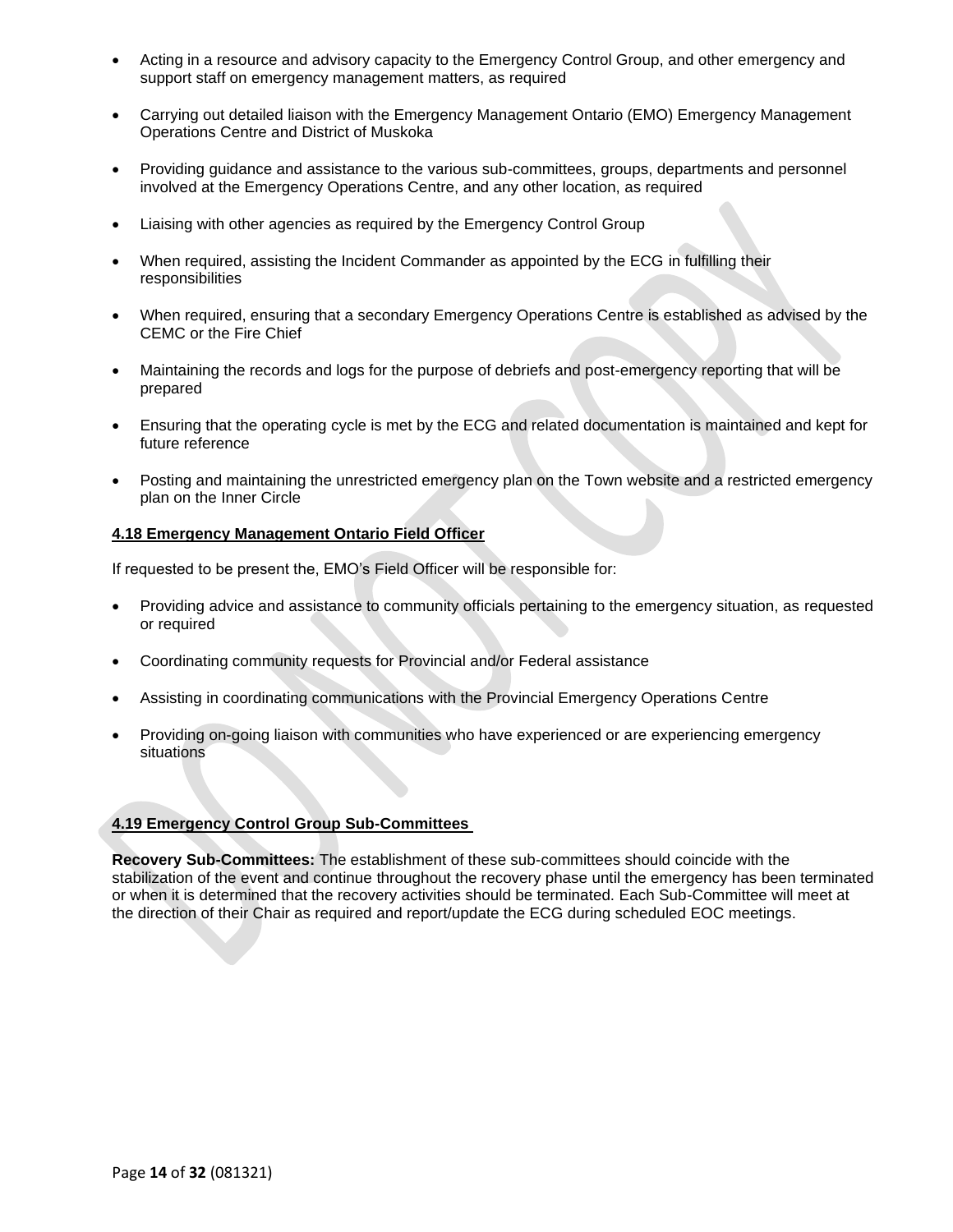- Acting in a resource and advisory capacity to the Emergency Control Group, and other emergency and support staff on emergency management matters, as required
- Carrying out detailed liaison with the Emergency Management Ontario (EMO) Emergency Management Operations Centre and District of Muskoka
- Providing guidance and assistance to the various sub-committees, groups, departments and personnel involved at the Emergency Operations Centre, and any other location, as required
- Liaising with other agencies as required by the Emergency Control Group
- When required, assisting the Incident Commander as appointed by the ECG in fulfilling their responsibilities
- When required, ensuring that a secondary Emergency Operations Centre is established as advised by the CEMC or the Fire Chief
- Maintaining the records and logs for the purpose of debriefs and post-emergency reporting that will be prepared
- Ensuring that the operating cycle is met by the ECG and related documentation is maintained and kept for future reference
- Posting and maintaining the unrestricted emergency plan on the Town website and a restricted emergency plan on the Inner Circle

**4.18 Emergency Management Ontario Field Officer**

If requested to be present the, EMO's Field Officer will be responsible for:

- Providing advice and assistance to community officials pertaining to the emergency situation, as requested or required
- Coordinating community requests for Provincial and/or Federal assistance
- Assisting in coordinating communications with the Provincial Emergency Operations Centre
- Providing on-going liaison with communities who have experienced or are experiencing emergency situations

**4.19 Emergency Control Group Sub-Committees**

**Recovery Sub-Committees:** The establishment of these sub-committees should coincide with the stabilization of the event and continue throughout the recovery phase until the emergency has been terminated or when it is determined that the recovery activities should be terminated. Each Sub-Committee will meet at the direction of their Chair as required and report/update the ECG during scheduled EOC meetings.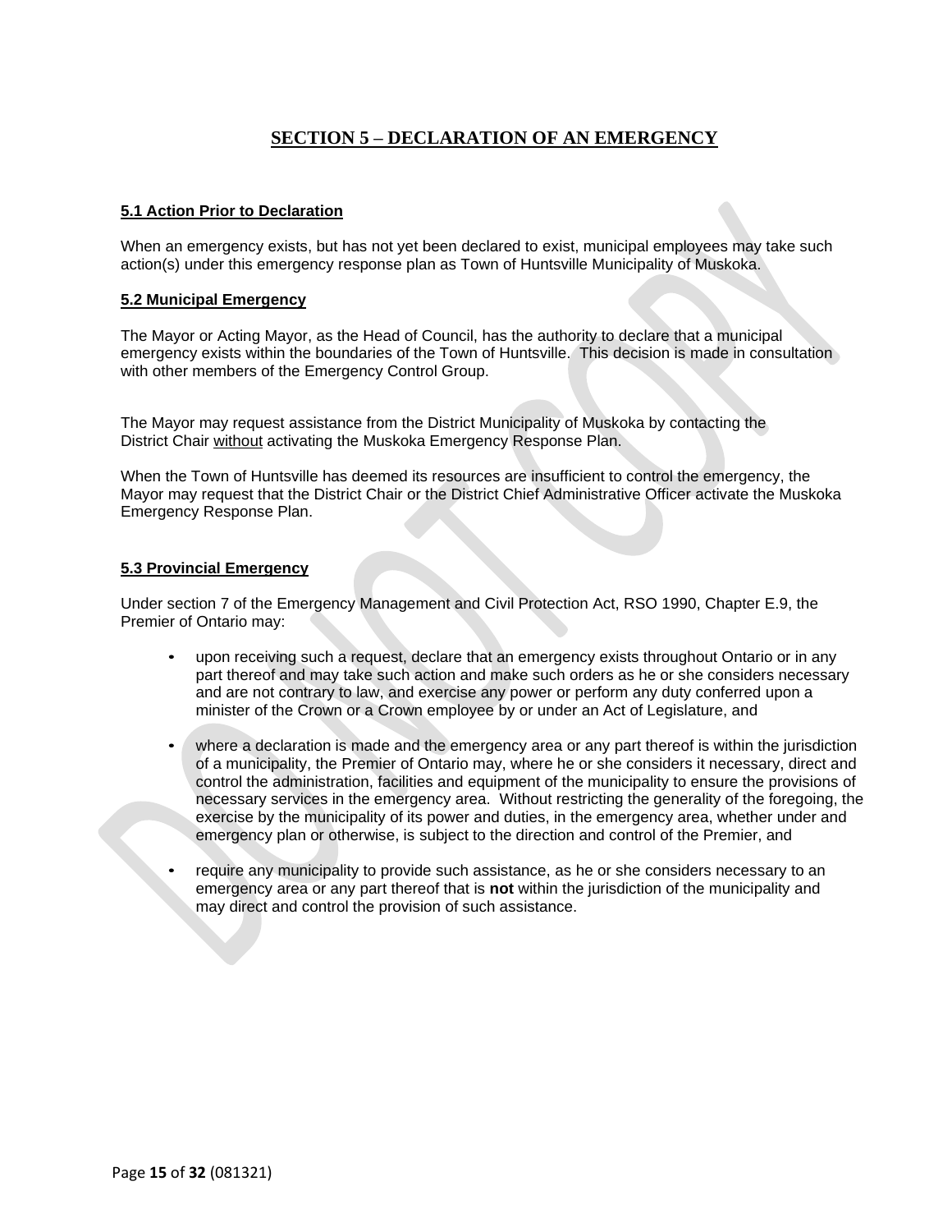## SECTION 5 – DECLARATION OF AN EMERGENCY

### 5.1 Action Prior to Declaration

When an emergency exists, but has not yet been declared to exist, municipal employees may take such action(s) under this emergency response plan as Town of Huntsville Municipality of Muskoka.

### 5.2 Municipal Emergency

The Mayor or Acting Mayor, as the Head of Council, has the authority to declare that a municipal emergency exists within the boundaries of the Town of Huntsville. This decision is made in consultation with other members of the Emergency Control Group.

The Mayor may request assistance from the District Municipality of Muskoka by contacting the District Chair <u>without</u> activating the Muskoka Emergency Response Plan.

When the Town of Huntsville has deemed its resources are insufficient to control the emergency, the Mayor may request that the District Chair or the District Chief Administrative Officer activate the Muskoka Emergency Response Plan.

### 5.3 Provincial Emergency

Under section 7 of the Emergency Management and Civil Protection Act, RSO 1990, Chapter E.9, the Premier of Ontario may:

- upon receiving such a request, declare that an emergency exists throughout Ontario or in any part thereof and may take such action and make such orders as he or she considers necessary and are not contrary to law, and exercise any power or perform any duty conferred upon a minister of the Crown or a Crown employee by or under an Act of Legislature, and
- where a declaration is made and the emergency area or any part thereof is within the jurisdiction of a municipality, the Premier of Ontario may, where he or she considers it necessary, direct and control the administration, facilities and equipment of the municipality to ensure the provisions of necessary services in the emergency area. Without restricting the generality of the foregoing, the exercise by the municipality of its power and duties, in the emergency area, whether under and emergency plan or otherwise, is subject to the direction and control of the Premier, and
- require any municipality to provide such assistance, as he or she considers necessary to an emergency area or any part thereof that is **not** within the jurisdiction of the municipality and may direct and control the provision of such assistance.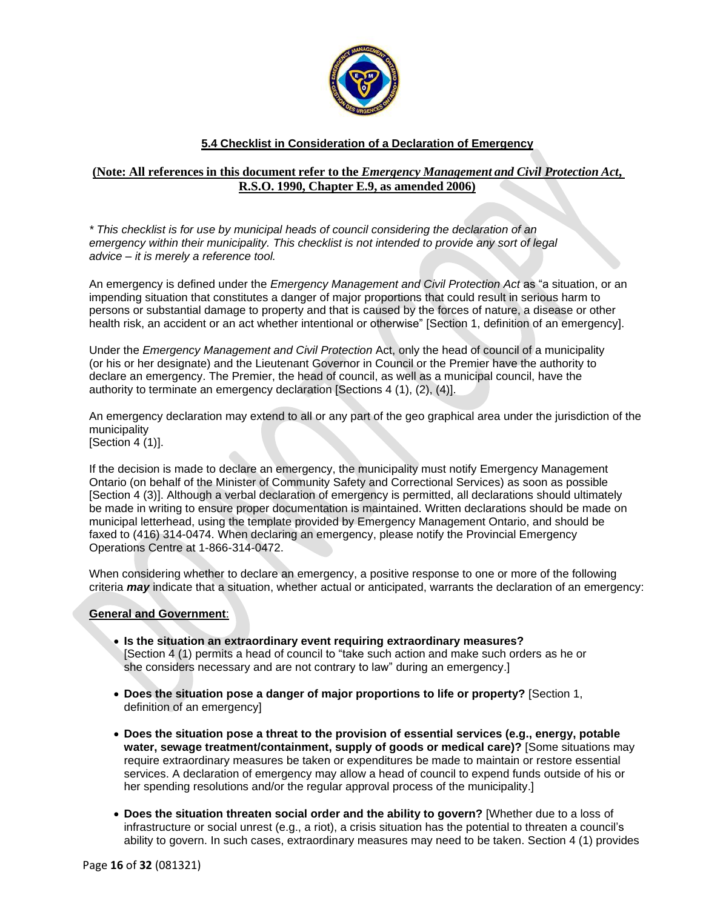## 5.4 Checklist in Consideration of a Declaration of Emergency

**(Note: All references in this document refer to the *Emergency Management and Civil Protection Act*, R.S.O. 1990, Chapter E.9, as amended 2006)**

*\* This checklist is for use by municipal heads of council considering the declaration of an emergency within their municipality. This checklist is not intended to provide any sort of legal advice – it is merely a reference tool.*

An emergency is defined under the *Emergency Management and Civil Protection Act* as "a situation, or an impending situation that constitutes a danger of major proportions that could result in serious harm to persons or substantial damage to property and that is caused by the forces of nature, a disease or other health risk, an accident or an act whether intentional or otherwise" [Section 1, definition of an emergency].

Under the *Emergency Management and Civil Protection* Act, only the head of council of a municipality (or his or her designate) and the Lieutenant Governor in Council or the Premier have the authority to declare an emergency. The Premier, the head of council, as well as a municipal council, have the authority to terminate an emergency declaration [Sections 4 (1), (2), (4)].

An emergency declaration may extend to all or any part of the geo graphical area under the jurisdiction of the municipality
[Section 4 (1)].

If the decision is made to declare an emergency, the municipality must notify Emergency Management Ontario (on behalf of the Minister of Community Safety and Correctional Services) as soon as possible [Section 4 (3)]. Although a verbal declaration of emergency is permitted, all declarations should ultimately be made in writing to ensure proper documentation is maintained. Written declarations should be made on municipal letterhead, using the template provided by Emergency Management Ontario, and should be faxed to (416) 314-0474. When declaring an emergency, please notify the Provincial Emergency Operations Centre at 1-866-314-0472.

When considering whether to declare an emergency, a positive response to one or more of the following criteria ***may*** indicate that a situation, whether actual or anticipated, warrants the declaration of an emergency:

**General and Government**:

- **Is the situation an extraordinary event requiring extraordinary measures?** [Section 4 (1) permits a head of council to "take such action and make such orders as he or she considers necessary and are not contrary to law" during an emergency.]
- **Does the situation pose a danger of major proportions to life or property?** [Section 1, definition of an emergency]
- **Does the situation pose a threat to the provision of essential services (e.g., energy, potable water, sewage treatment/containment, supply of goods or medical care)?** [Some situations may require extraordinary measures be taken or expenditures be made to maintain or restore essential services. A declaration of emergency may allow a head of council to expend funds outside of his or her spending resolutions and/or the regular approval process of the municipality.]
- **Does the situation threaten social order and the ability to govern?** [Whether due to a loss of infrastructure or social unrest (e.g., a riot), a crisis situation has the potential to threaten a council's ability to govern. In such cases, extraordinary measures may need to be taken. Section 4 (1) provides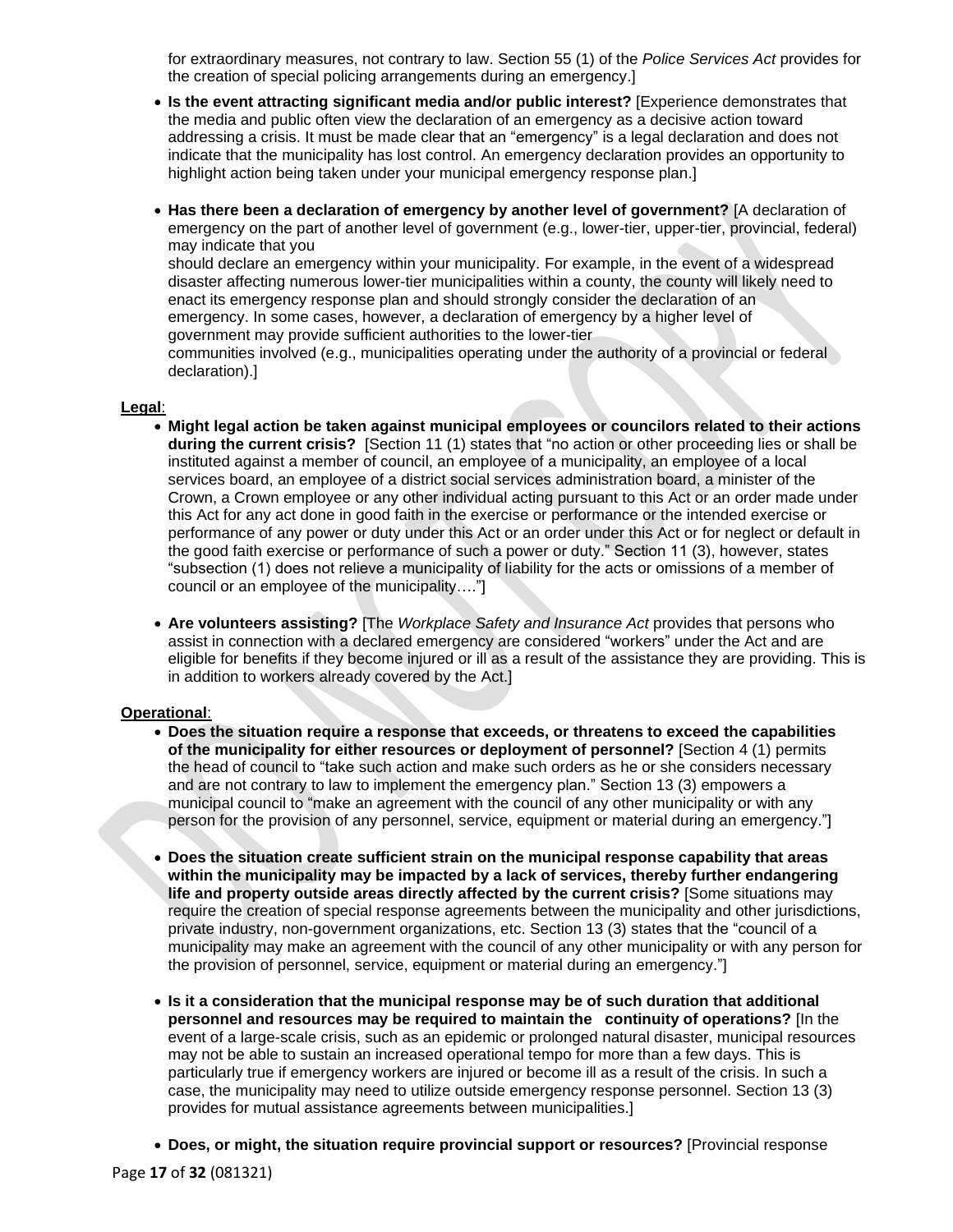for extraordinary measures, not contrary to law. Section 55 (1) of the *Police Services Act* provides for the creation of special policing arrangements during an emergency.]

- **Is the event attracting significant media and/or public interest?** [Experience demonstrates that the media and public often view the declaration of an emergency as a decisive action toward addressing a crisis. It must be made clear that an "emergency" is a legal declaration and does not indicate that the municipality has lost control. An emergency declaration provides an opportunity to highlight action being taken under your municipal emergency response plan.]

- **Has there been a declaration of emergency by another level of government?** [A declaration of emergency on the part of another level of government (e.g., lower-tier, upper-tier, provincial, federal) may indicate that you should declare an emergency within your municipality. For example, in the event of a widespread disaster affecting numerous lower-tier municipalities within a county, the county will likely need to enact its emergency response plan and should strongly consider the declaration of an emergency. In some cases, however, a declaration of emergency by a higher level of government may provide sufficient authorities to the lower-tier communities involved (e.g., municipalities operating under the authority of a provincial or federal declaration).]

**Legal**:

- **Might legal action be taken against municipal employees or councilors related to their actions during the current crisis?** [Section 11 (1) states that "no action or other proceeding lies or shall be instituted against a member of council, an employee of a municipality, an employee of a local services board, an employee of a district social services administration board, a minister of the Crown, a Crown employee or any other individual acting pursuant to this Act or an order made under this Act for any act done in good faith in the exercise or performance or the intended exercise or performance of any power or duty under this Act or an order under this Act or for neglect or default in the good faith exercise or performance of such a power or duty." Section 11 (3), however, states "subsection (1) does not relieve a municipality of liability for the acts or omissions of a member of council or an employee of the municipality…."]

- **Are volunteers assisting?** [The *Workplace Safety and Insurance Act* provides that persons who assist in connection with a declared emergency are considered "workers" under the Act and are eligible for benefits if they become injured or ill as a result of the assistance they are providing. This is in addition to workers already covered by the Act.]

**Operational**:

- **Does the situation require a response that exceeds, or threatens to exceed the capabilities of the municipality for either resources or deployment of personnel?** [Section 4 (1) permits the head of council to "take such action and make such orders as he or she considers necessary and are not contrary to law to implement the emergency plan." Section 13 (3) empowers a municipal council to "make an agreement with the council of any other municipality or with any person for the provision of any personnel, service, equipment or material during an emergency."]

- **Does the situation create sufficient strain on the municipal response capability that areas within the municipality may be impacted by a lack of services, thereby further endangering life and property outside areas directly affected by the current crisis?** [Some situations may require the creation of special response agreements between the municipality and other jurisdictions, private industry, non-government organizations, etc. Section 13 (3) states that the "council of a municipality may make an agreement with the council of any other municipality or with any person for the provision of personnel, service, equipment or material during an emergency."]

- **Is it a consideration that the municipal response may be of such duration that additional personnel and resources may be required to maintain the continuity of operations?** [In the event of a large-scale crisis, such as an epidemic or prolonged natural disaster, municipal resources may not be able to sustain an increased operational tempo for more than a few days. This is particularly true if emergency workers are injured or become ill as a result of the crisis. In such a case, the municipality may need to utilize outside emergency response personnel. Section 13 (3) provides for mutual assistance agreements between municipalities.]

- **Does, or might, the situation require provincial support or resources?** [Provincial response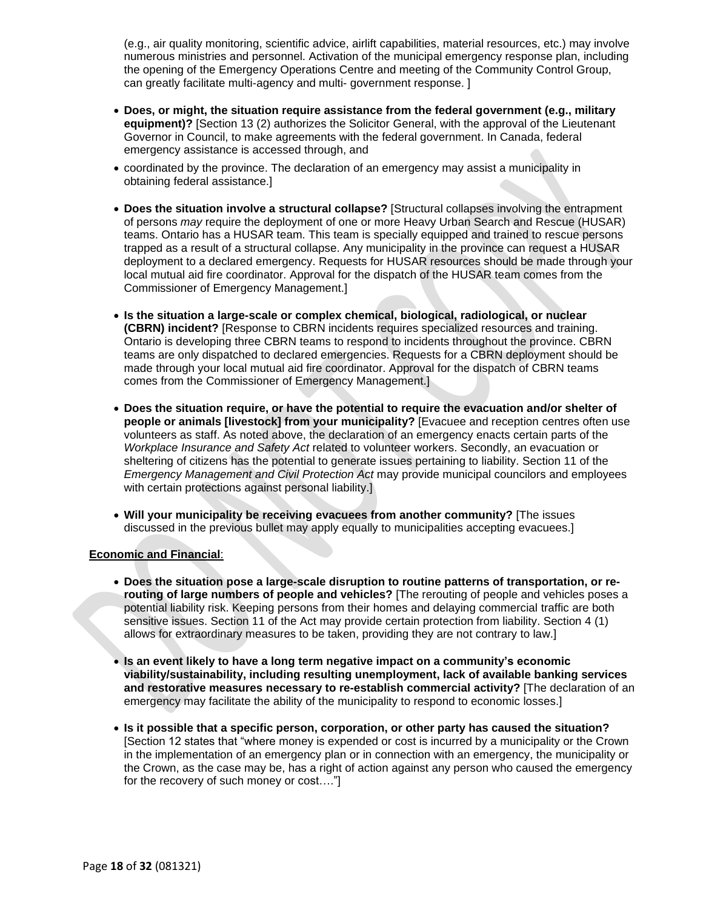(e.g., air quality monitoring, scientific advice, airlift capabilities, material resources, etc.) may involve numerous ministries and personnel. Activation of the municipal emergency response plan, including the opening of the Emergency Operations Centre and meeting of the Community Control Group, can greatly facilitate multi-agency and multi- government response. ]

- **Does, or might, the situation require assistance from the federal government (e.g., military equipment)?** [Section 13 (2) authorizes the Solicitor General, with the approval of the Lieutenant Governor in Council, to make agreements with the federal government. In Canada, federal emergency assistance is accessed through, and
- coordinated by the province. The declaration of an emergency may assist a municipality in obtaining federal assistance.]
- **Does the situation involve a structural collapse?** [Structural collapses involving the entrapment of persons *may* require the deployment of one or more Heavy Urban Search and Rescue (HUSAR) teams. Ontario has a HUSAR team. This team is specially equipped and trained to rescue persons trapped as a result of a structural collapse. Any municipality in the province can request a HUSAR deployment to a declared emergency. Requests for HUSAR resources should be made through your local mutual aid fire coordinator. Approval for the dispatch of the HUSAR team comes from the Commissioner of Emergency Management.]
- **Is the situation a large-scale or complex chemical, biological, radiological, or nuclear (CBRN) incident?** [Response to CBRN incidents requires specialized resources and training. Ontario is developing three CBRN teams to respond to incidents throughout the province. CBRN teams are only dispatched to declared emergencies. Requests for a CBRN deployment should be made through your local mutual aid fire coordinator. Approval for the dispatch of CBRN teams comes from the Commissioner of Emergency Management.]
- **Does the situation require, or have the potential to require the evacuation and/or shelter of people or animals [livestock] from your municipality?** [Evacuee and reception centres often use volunteers as staff. As noted above, the declaration of an emergency enacts certain parts of the *Workplace Insurance and Safety Act* related to volunteer workers. Secondly, an evacuation or sheltering of citizens has the potential to generate issues pertaining to liability. Section 11 of the *Emergency Management and Civil Protection Act* may provide municipal councilors and employees with certain protections against personal liability.]
- **Will your municipality be receiving evacuees from another community?** [The issues discussed in the previous bullet may apply equally to municipalities accepting evacuees.]

**Economic and Financial**:

- **Does the situation pose a large-scale disruption to routine patterns of transportation, or re-routing of large numbers of people and vehicles?** [The rerouting of people and vehicles poses a potential liability risk. Keeping persons from their homes and delaying commercial traffic are both sensitive issues. Section 11 of the Act may provide certain protection from liability. Section 4 (1) allows for extraordinary measures to be taken, providing they are not contrary to law.]
- **Is an event likely to have a long term negative impact on a community's economic viability/sustainability, including resulting unemployment, lack of available banking services and restorative measures necessary to re-establish commercial activity?** [The declaration of an emergency may facilitate the ability of the municipality to respond to economic losses.]
- **Is it possible that a specific person, corporation, or other party has caused the situation?** [Section 12 states that "where money is expended or cost is incurred by a municipality or the Crown in the implementation of an emergency plan or in connection with an emergency, the municipality or the Crown, as the case may be, has a right of action against any person who caused the emergency for the recovery of such money or cost…."]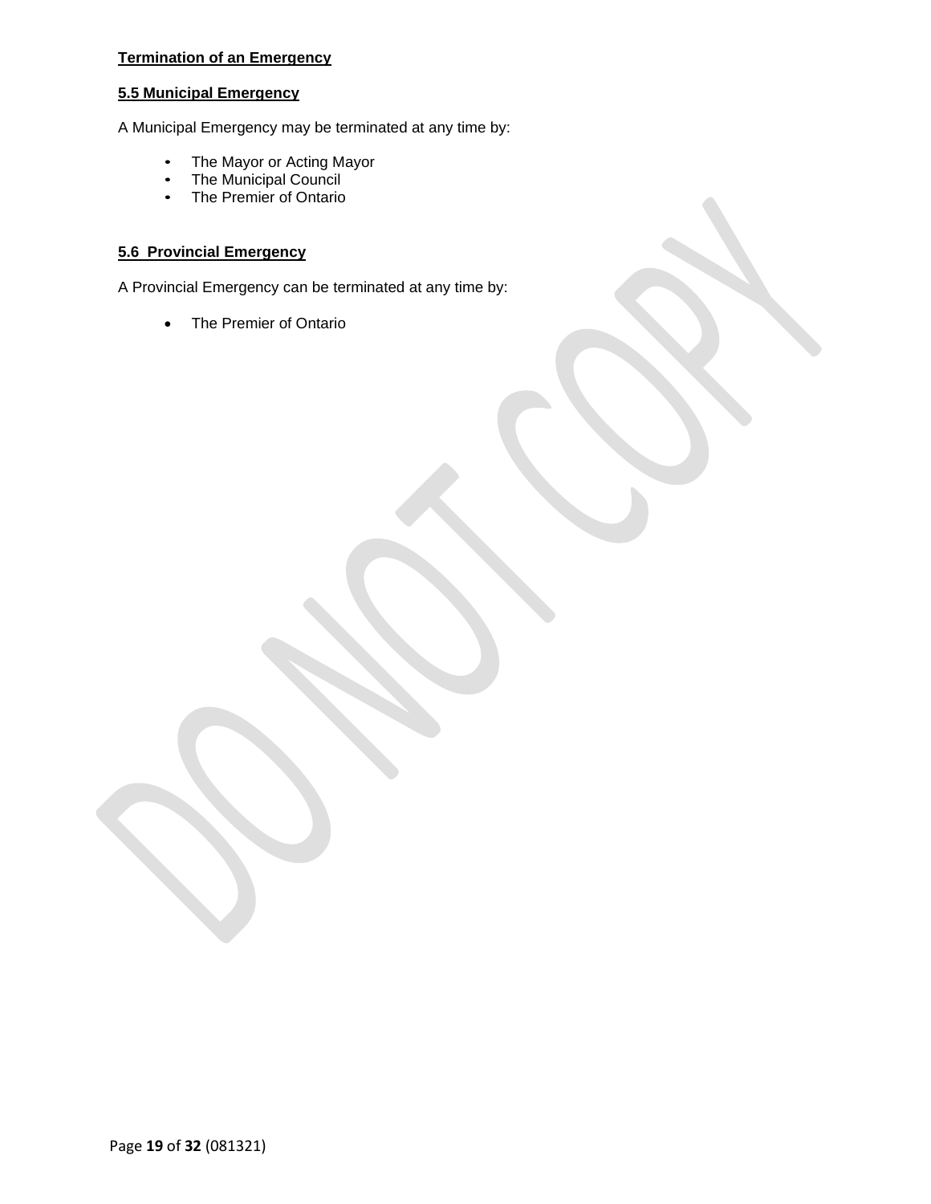## Termination of an Emergency

### 5.5 Municipal Emergency

A Municipal Emergency may be terminated at any time by:

- The Mayor or Acting Mayor
- The Municipal Council
- The Premier of Ontario

### 5.6 Provincial Emergency

A Provincial Emergency can be terminated at any time by:

- The Premier of Ontario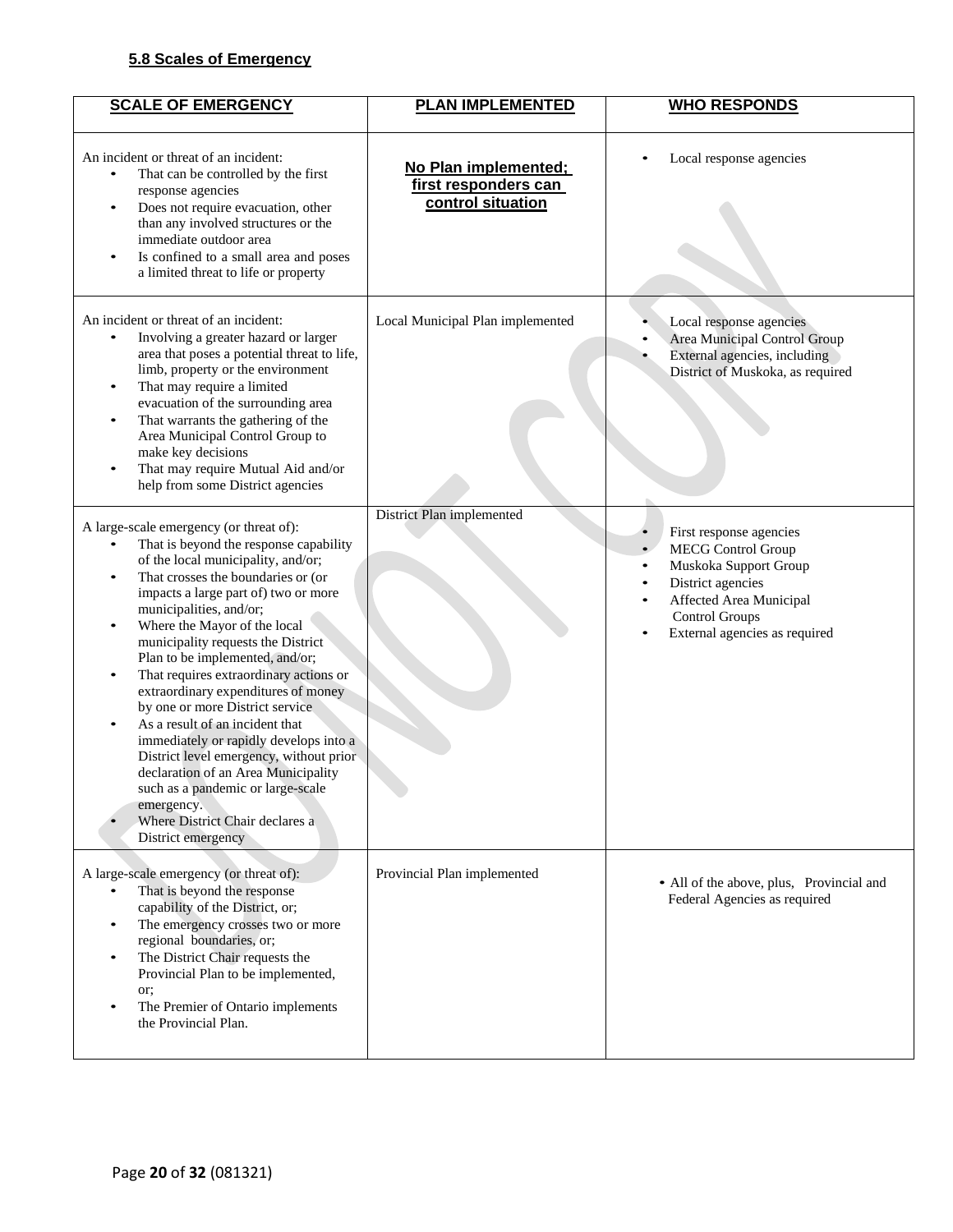### 5.8 Scales of Emergency

| SCALE OF EMERGENCY | PLAN IMPLEMENTED | WHO RESPONDS |
|---|---|---|
| An incident or threat of an incident:<br>• That can be controlled by the first response agencies<br>• Does not require evacuation, other than any involved structures or the immediate outdoor area<br>• Is confined to a small area and poses a limited threat to life or property | **No Plan implemented; first responders can control situation** | • Local response agencies |
| An incident or threat of an incident:<br>• Involving a greater hazard or larger area that poses a potential threat to life, limb, property or the environment<br>• That may require a limited evacuation of the surrounding area<br>• That warrants the gathering of the Area Municipal Control Group to make key decisions<br>• That may require Mutual Aid and/or help from some District agencies | Local Municipal Plan implemented | • Local response agencies<br>• Area Municipal Control Group<br>• External agencies, including District of Muskoka, as required |
| A large-scale emergency (or threat of):<br>• That is beyond the response capability of the local municipality, and/or;<br>• That crosses the boundaries or (or impacts a large part of) two or more municipalities, and/or;<br>• Where the Mayor of the local municipality requests the District Plan to be implemented, and/or;<br>• That requires extraordinary actions or extraordinary expenditures of money by one or more District service<br>• As a result of an incident that immediately or rapidly develops into a District level emergency, without prior declaration of an Area Municipality such as a pandemic or large-scale emergency.<br>• Where District Chair declares a District emergency | District Plan implemented | • First response agencies<br>• MECG Control Group<br>• Muskoka Support Group<br>• District agencies<br>• Affected Area Municipal Control Groups<br>• External agencies as required |
| A large-scale emergency (or threat of):<br>• That is beyond the response capability of the District, or;<br>• The emergency crosses two or more regional boundaries, or;<br>• The District Chair requests the Provincial Plan to be implemented, or;<br>• The Premier of Ontario implements the Provincial Plan. | Provincial Plan implemented | • All of the above, plus, Provincial and Federal Agencies as required |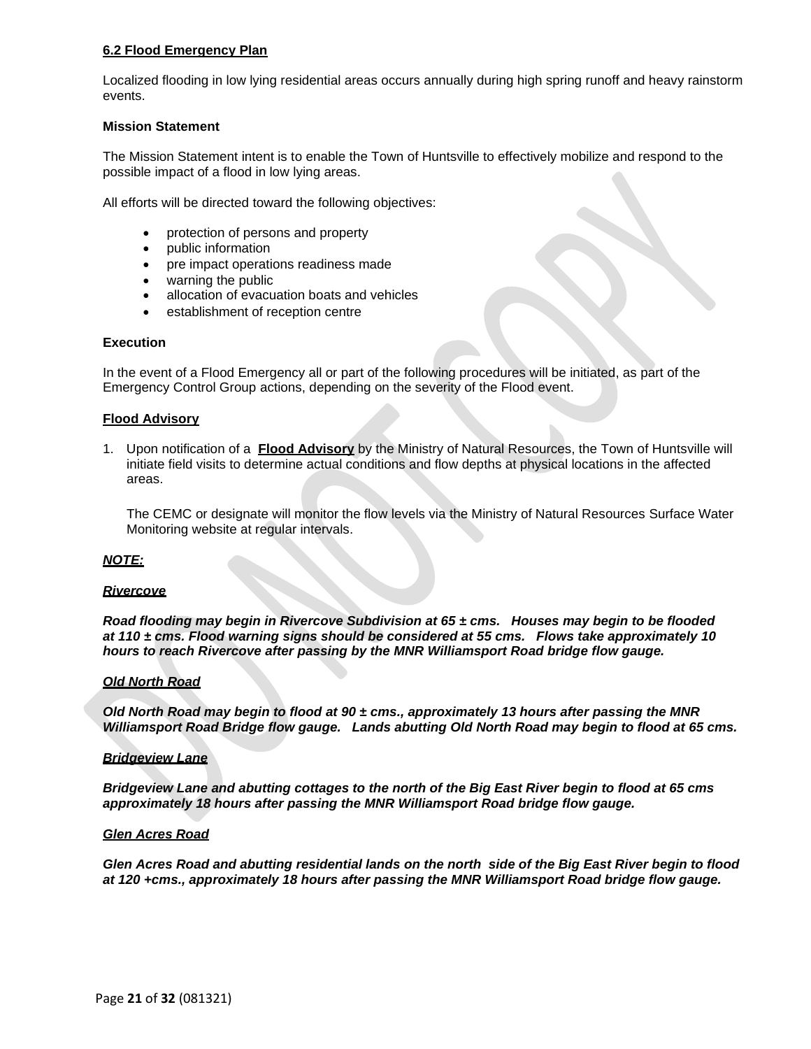### 6.2 Flood Emergency Plan

Localized flooding in low lying residential areas occurs annually during high spring runoff and heavy rainstorm events.

**Mission Statement**

The Mission Statement intent is to enable the Town of Huntsville to effectively mobilize and respond to the possible impact of a flood in low lying areas.

All efforts will be directed toward the following objectives:

- protection of persons and property
- public information
- pre impact operations readiness made
- warning the public
- allocation of evacuation boats and vehicles
- establishment of reception centre

**Execution**

In the event of a Flood Emergency all or part of the following procedures will be initiated, as part of the Emergency Control Group actions, depending on the severity of the Flood event.

**Flood Advisory**

1. Upon notification of a **Flood Advisory** by the Ministry of Natural Resources, the Town of Huntsville will initiate field visits to determine actual conditions and flow depths at physical locations in the affected areas.

   The CEMC or designate will monitor the flow levels via the Ministry of Natural Resources Surface Water Monitoring website at regular intervals.

***NOTE:***

***Rivercove***

***Road flooding may begin in Rivercove Subdivision at 65 ± cms. Houses may begin to be flooded at 110 ± cms. Flood warning signs should be considered at 55 cms. Flows take approximately 10 hours to reach Rivercove after passing by the MNR Williamsport Road bridge flow gauge.***

***Old North Road***

***Old North Road may begin to flood at 90 ± cms., approximately 13 hours after passing the MNR Williamsport Road Bridge flow gauge. Lands abutting Old North Road may begin to flood at 65 cms.***

***Bridgeview Lane***

***Bridgeview Lane and abutting cottages to the north of the Big East River begin to flood at 65 cms approximately 18 hours after passing the MNR Williamsport Road bridge flow gauge.***

***Glen Acres Road***

***Glen Acres Road and abutting residential lands on the north side of the Big East River begin to flood at 120 +cms., approximately 18 hours after passing the MNR Williamsport Road bridge flow gauge.***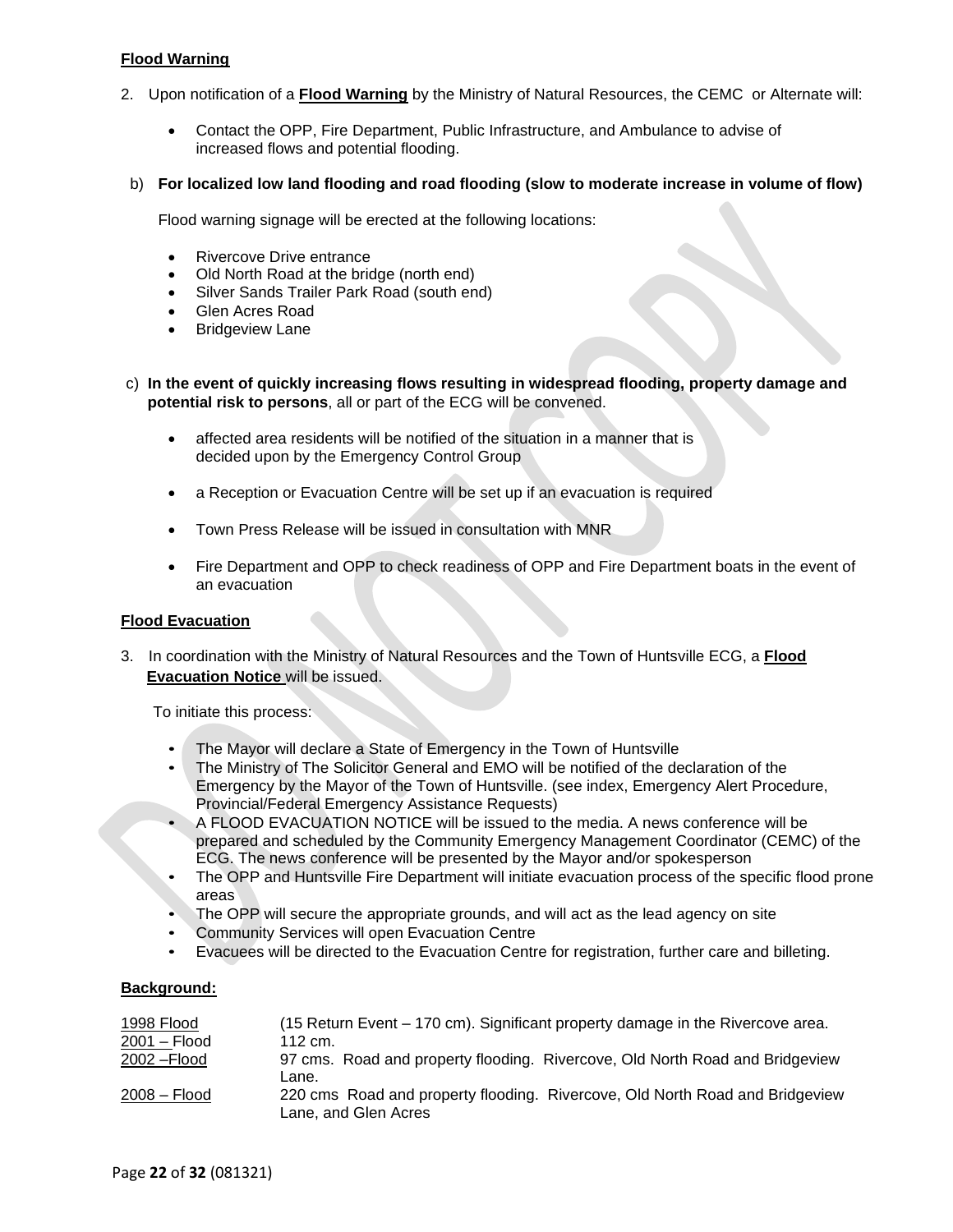**Flood Warning**

2. Upon notification of a **Flood Warning** by the Ministry of Natural Resources, the CEMC or Alternate will:

    - Contact the OPP, Fire Department, Public Infrastructure, and Ambulance to advise of increased flows and potential flooding.

b) **For localized low land flooding and road flooding (slow to moderate increase in volume of flow)**

Flood warning signage will be erected at the following locations:

- Rivercove Drive entrance
- Old North Road at the bridge (north end)
- Silver Sands Trailer Park Road (south end)
- Glen Acres Road
- Bridgeview Lane

c) **In the event of quickly increasing flows resulting in widespread flooding, property damage and potential risk to persons**, all or part of the ECG will be convened.

- affected area residents will be notified of the situation in a manner that is decided upon by the Emergency Control Group
- a Reception or Evacuation Centre will be set up if an evacuation is required
- Town Press Release will be issued in consultation with MNR
- Fire Department and OPP to check readiness of OPP and Fire Department boats in the event of an evacuation

**Flood Evacuation**

3. In coordination with the Ministry of Natural Resources and the Town of Huntsville ECG, a **Flood Evacuation Notice** will be issued.

To initiate this process:

- The Mayor will declare a State of Emergency in the Town of Huntsville
- The Ministry of The Solicitor General and EMO will be notified of the declaration of the Emergency by the Mayor of the Town of Huntsville. (see index, Emergency Alert Procedure, Provincial/Federal Emergency Assistance Requests)
- A FLOOD EVACUATION NOTICE will be issued to the media. A news conference will be prepared and scheduled by the Community Emergency Management Coordinator (CEMC) of the ECG. The news conference will be presented by the Mayor and/or spokesperson
- The OPP and Huntsville Fire Department will initiate evacuation process of the specific flood prone areas
- The OPP will secure the appropriate grounds, and will act as the lead agency on site
- Community Services will open Evacuation Centre
- Evacuees will be directed to the Evacuation Centre for registration, further care and billeting.

**Background:**

| | |
|---|---|
| 1998 Flood | (15 Return Event – 170 cm). Significant property damage in the Rivercove area. |
| 2001 – Flood | 112 cm. |
| 2002 –Flood | 97 cms. Road and property flooding. Rivercove, Old North Road and Bridgeview Lane. |
| 2008 – Flood | 220 cms Road and property flooding. Rivercove, Old North Road and Bridgeview Lane, and Glen Acres |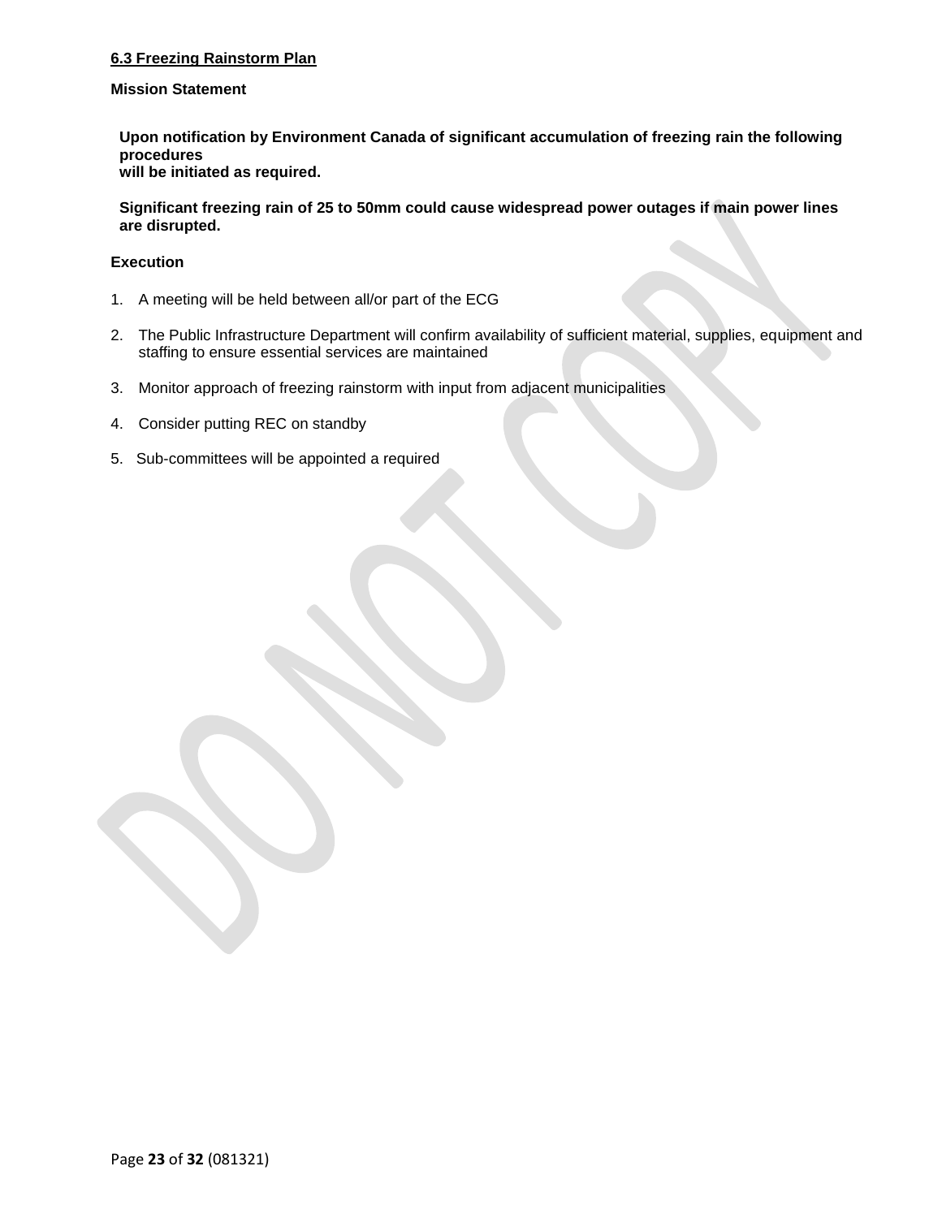## 6.3 Freezing Rainstorm Plan

### Mission Statement

**Upon notification by Environment Canada of significant accumulation of freezing rain the following procedures will be initiated as required.**

**Significant freezing rain of 25 to 50mm could cause widespread power outages if main power lines are disrupted.**

### Execution

1. A meeting will be held between all/or part of the ECG
2. The Public Infrastructure Department will confirm availability of sufficient material, supplies, equipment and staffing to ensure essential services are maintained
3. Monitor approach of freezing rainstorm with input from adjacent municipalities
4. Consider putting REC on standby
5. Sub-committees will be appointed a required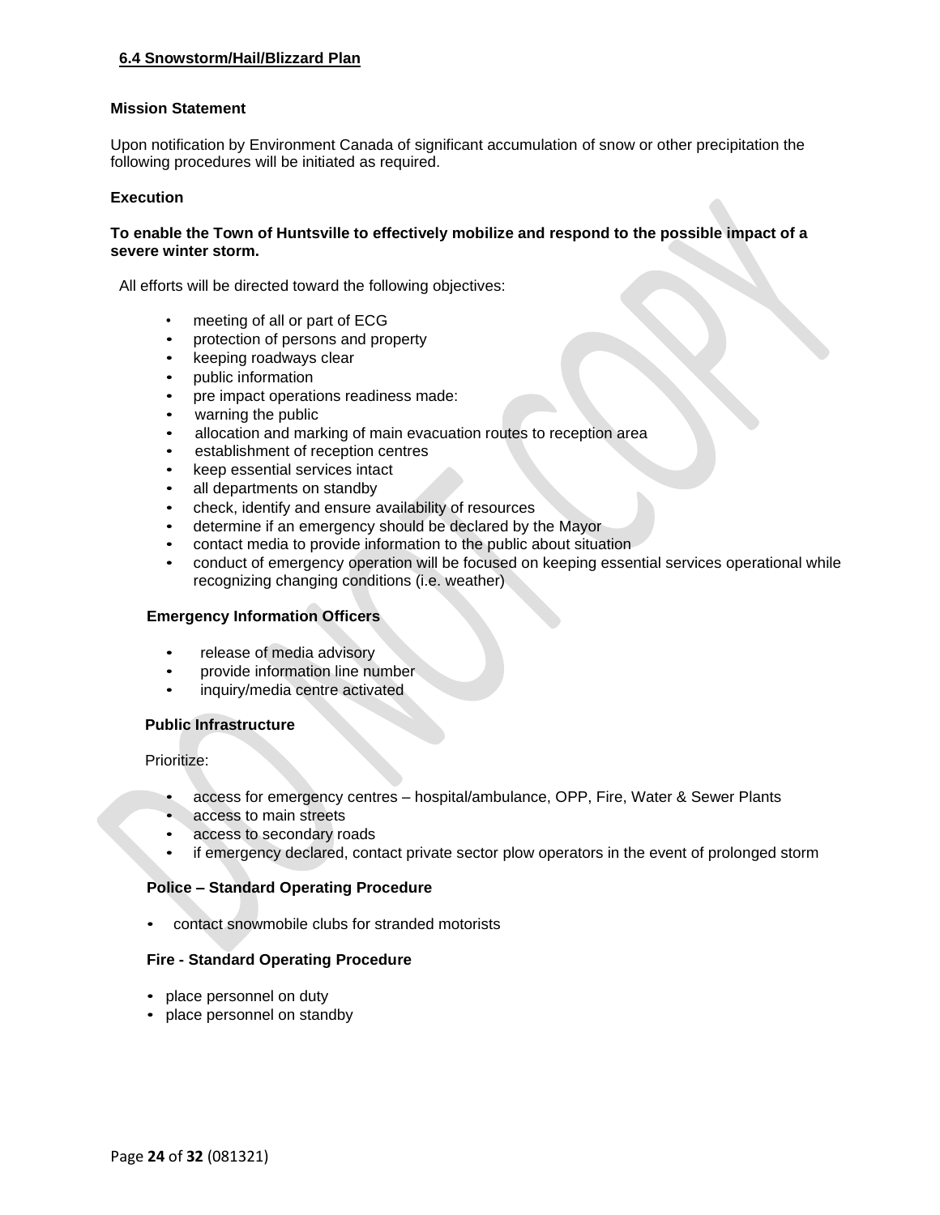## 6.4 Snowstorm/Hail/Blizzard Plan

**Mission Statement**

Upon notification by Environment Canada of significant accumulation of snow or other precipitation the following procedures will be initiated as required.

**Execution**

**To enable the Town of Huntsville to effectively mobilize and respond to the possible impact of a severe winter storm.**

All efforts will be directed toward the following objectives:

- meeting of all or part of ECG
- protection of persons and property
- keeping roadways clear
- public information
- pre impact operations readiness made:
- warning the public
- allocation and marking of main evacuation routes to reception area
- establishment of reception centres
- keep essential services intact
- all departments on standby
- check, identify and ensure availability of resources
- determine if an emergency should be declared by the Mayor
- contact media to provide information to the public about situation
- conduct of emergency operation will be focused on keeping essential services operational while recognizing changing conditions (i.e. weather)

**Emergency Information Officers**

- release of media advisory
- provide information line number
- inquiry/media centre activated

**Public Infrastructure**

Prioritize:

- access for emergency centres – hospital/ambulance, OPP, Fire, Water & Sewer Plants
- access to main streets
- access to secondary roads
- if emergency declared, contact private sector plow operators in the event of prolonged storm

**Police – Standard Operating Procedure**

- contact snowmobile clubs for stranded motorists

**Fire - Standard Operating Procedure**

- place personnel on duty
- place personnel on standby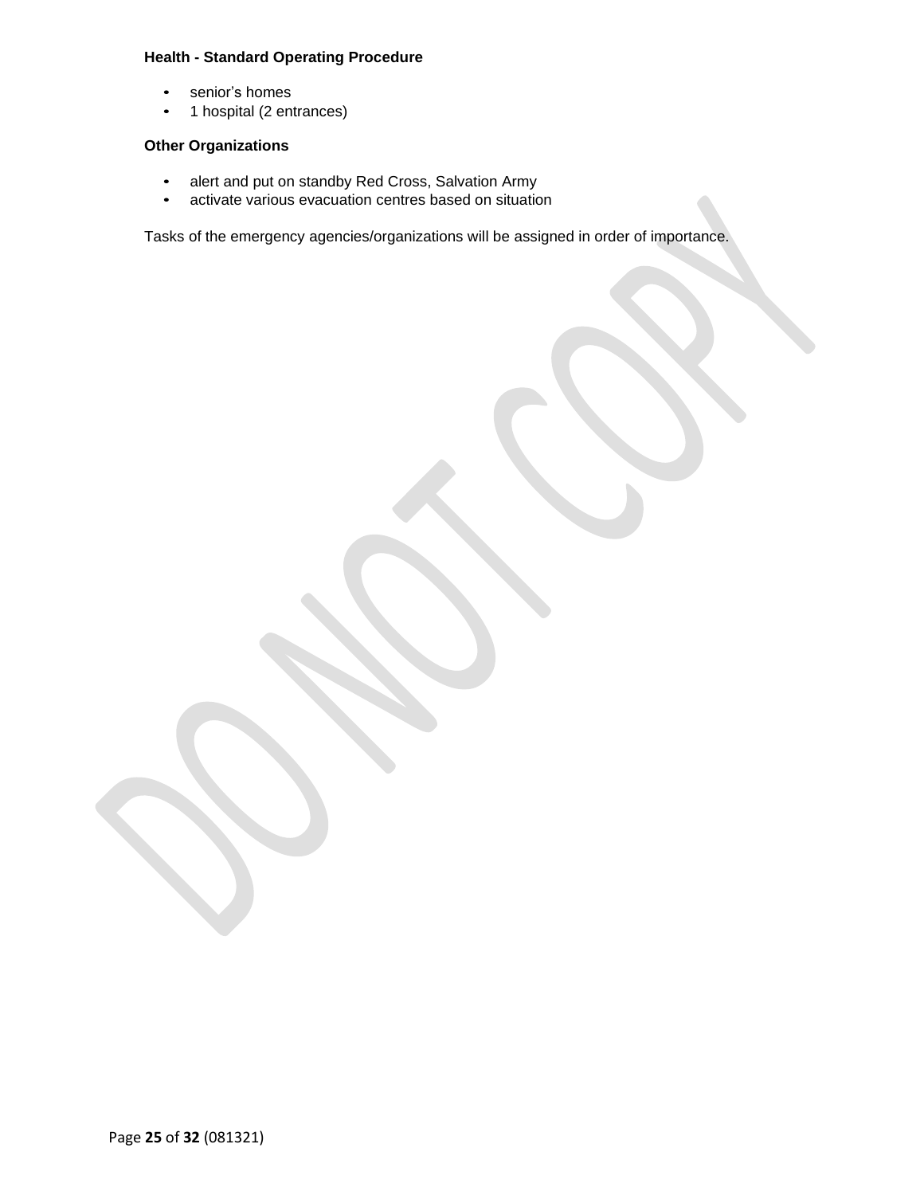**Health - Standard Operating Procedure**

- senior's homes
- 1 hospital (2 entrances)

**Other Organizations**

- alert and put on standby Red Cross, Salvation Army
- activate various evacuation centres based on situation

Tasks of the emergency agencies/organizations will be assigned in order of importance.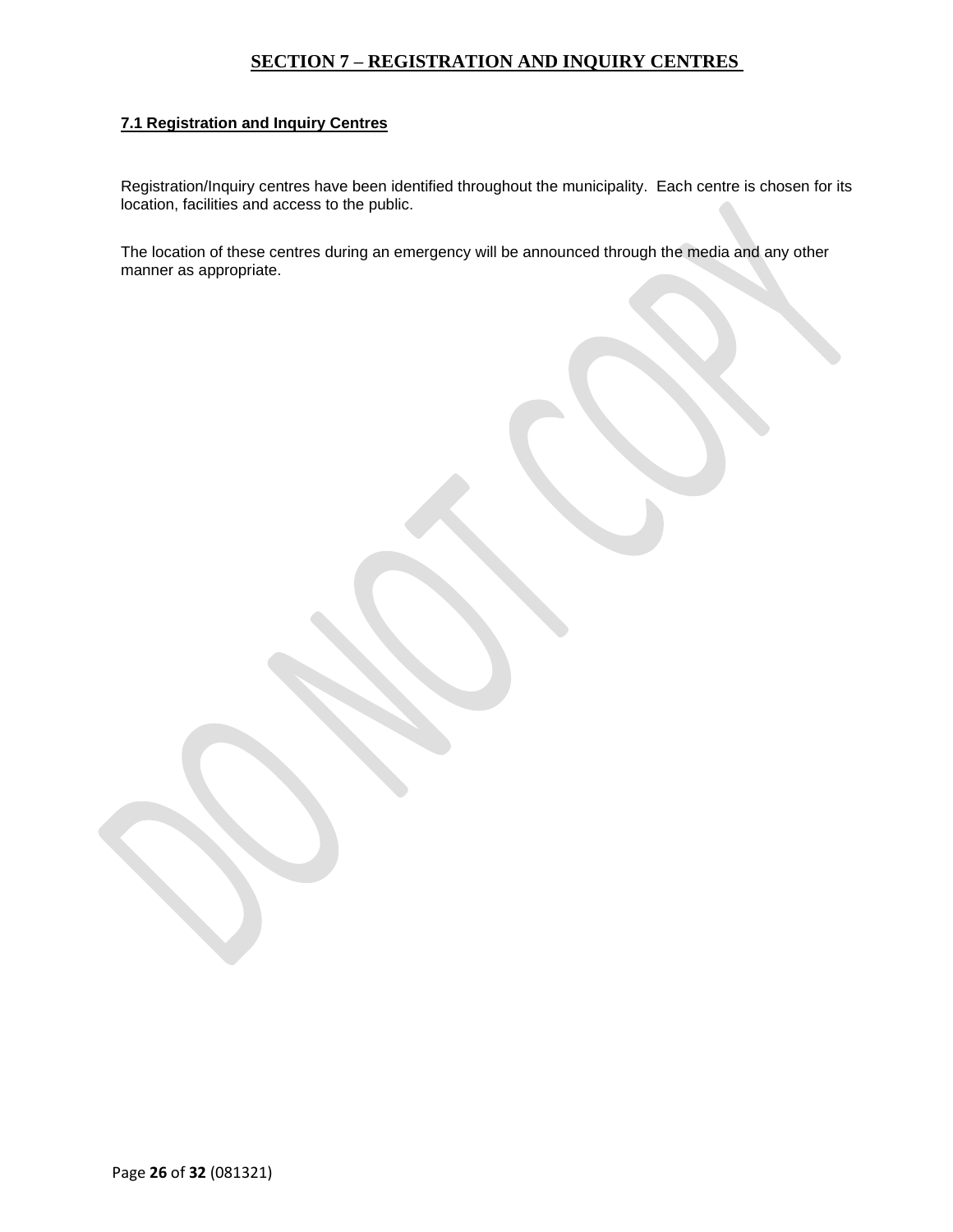# SECTION 7 – REGISTRATION AND INQUIRY CENTRES

## 7.1 Registration and Inquiry Centres

Registration/Inquiry centres have been identified throughout the municipality. Each centre is chosen for its location, facilities and access to the public.

The location of these centres during an emergency will be announced through the media and any other manner as appropriate.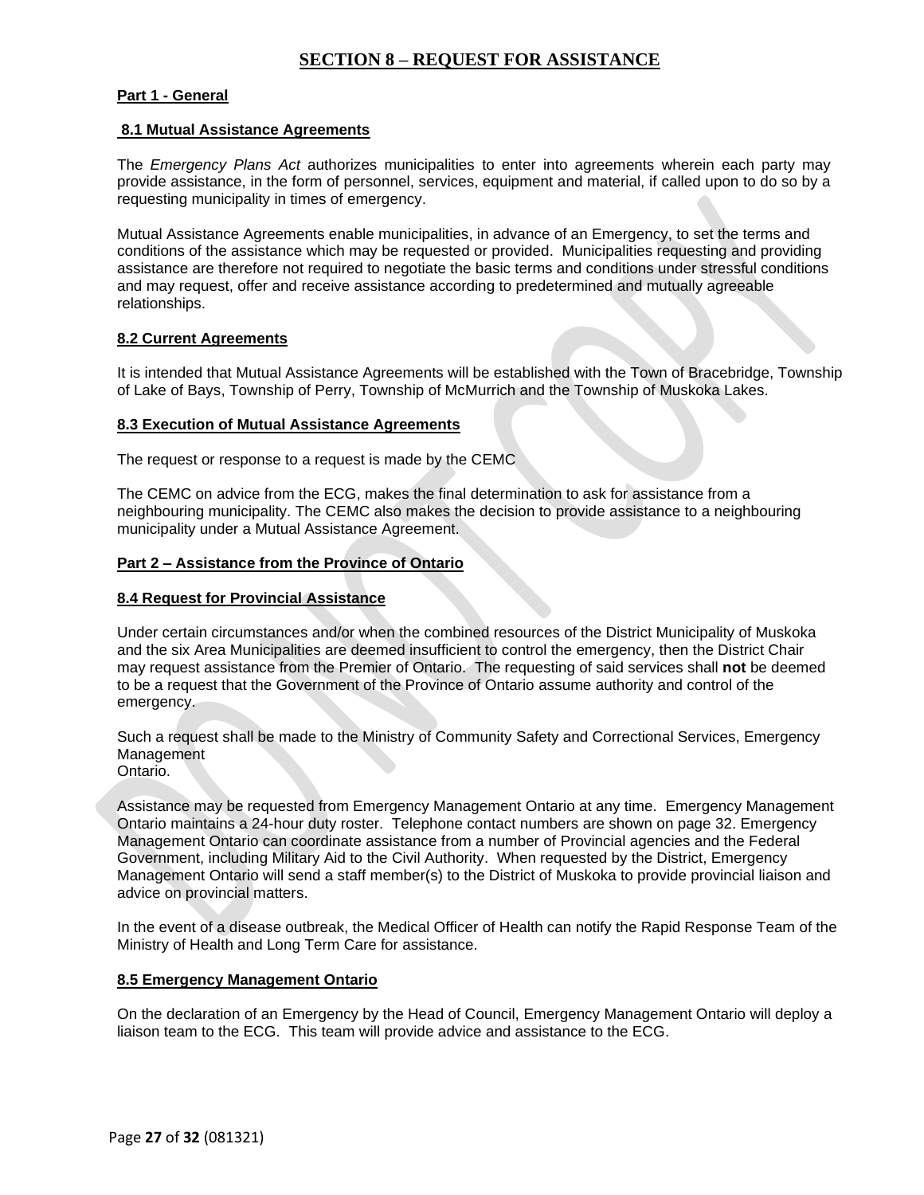# SECTION 8 – REQUEST FOR ASSISTANCE

## Part 1 - General

### 8.1 Mutual Assistance Agreements

The *Emergency Plans Act* authorizes municipalities to enter into agreements wherein each party may provide assistance, in the form of personnel, services, equipment and material, if called upon to do so by a requesting municipality in times of emergency.

Mutual Assistance Agreements enable municipalities, in advance of an Emergency, to set the terms and conditions of the assistance which may be requested or provided. Municipalities requesting and providing assistance are therefore not required to negotiate the basic terms and conditions under stressful conditions and may request, offer and receive assistance according to predetermined and mutually agreeable relationships.

### 8.2 Current Agreements

It is intended that Mutual Assistance Agreements will be established with the Town of Bracebridge, Township of Lake of Bays, Township of Perry, Township of McMurrich and the Township of Muskoka Lakes.

### 8.3 Execution of Mutual Assistance Agreements

The request or response to a request is made by the CEMC

The CEMC on advice from the ECG, makes the final determination to ask for assistance from a neighbouring municipality. The CEMC also makes the decision to provide assistance to a neighbouring municipality under a Mutual Assistance Agreement.

## Part 2 – Assistance from the Province of Ontario

### 8.4 Request for Provincial Assistance

Under certain circumstances and/or when the combined resources of the District Municipality of Muskoka and the six Area Municipalities are deemed insufficient to control the emergency, then the District Chair may request assistance from the Premier of Ontario. The requesting of said services shall **not** be deemed to be a request that the Government of the Province of Ontario assume authority and control of the emergency.

Such a request shall be made to the Ministry of Community Safety and Correctional Services, Emergency Management Ontario.

Assistance may be requested from Emergency Management Ontario at any time. Emergency Management Ontario maintains a 24-hour duty roster. Telephone contact numbers are shown on page 32. Emergency Management Ontario can coordinate assistance from a number of Provincial agencies and the Federal Government, including Military Aid to the Civil Authority. When requested by the District, Emergency Management Ontario will send a staff member(s) to the District of Muskoka to provide provincial liaison and advice on provincial matters.

In the event of a disease outbreak, the Medical Officer of Health can notify the Rapid Response Team of the Ministry of Health and Long Term Care for assistance.

### 8.5 Emergency Management Ontario

On the declaration of an Emergency by the Head of Council, Emergency Management Ontario will deploy a liaison team to the ECG. This team will provide advice and assistance to the ECG.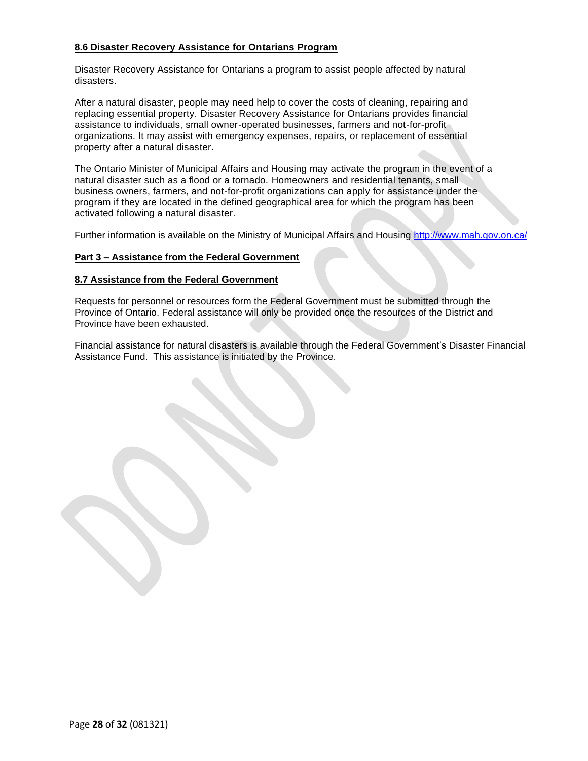### 8.6 Disaster Recovery Assistance for Ontarians Program

Disaster Recovery Assistance for Ontarians a program to assist people affected by natural disasters.

After a natural disaster, people may need help to cover the costs of cleaning, repairing and replacing essential property. Disaster Recovery Assistance for Ontarians provides financial assistance to individuals, small owner-operated businesses, farmers and not-for-profit organizations. It may assist with emergency expenses, repairs, or replacement of essential property after a natural disaster.

The Ontario Minister of Municipal Affairs and Housing may activate the program in the event of a natural disaster such as a flood or a tornado. Homeowners and residential tenants, small business owners, farmers, and not-for-profit organizations can apply for assistance under the program if they are located in the defined geographical area for which the program has been activated following a natural disaster.

Further information is available on the Ministry of Municipal Affairs and Housing http://www.mah.gov.on.ca/

## Part 3 – Assistance from the Federal Government

### 8.7 Assistance from the Federal Government

Requests for personnel or resources form the Federal Government must be submitted through the Province of Ontario. Federal assistance will only be provided once the resources of the District and Province have been exhausted.

Financial assistance for natural disasters is available through the Federal Government's Disaster Financial Assistance Fund. This assistance is initiated by the Province.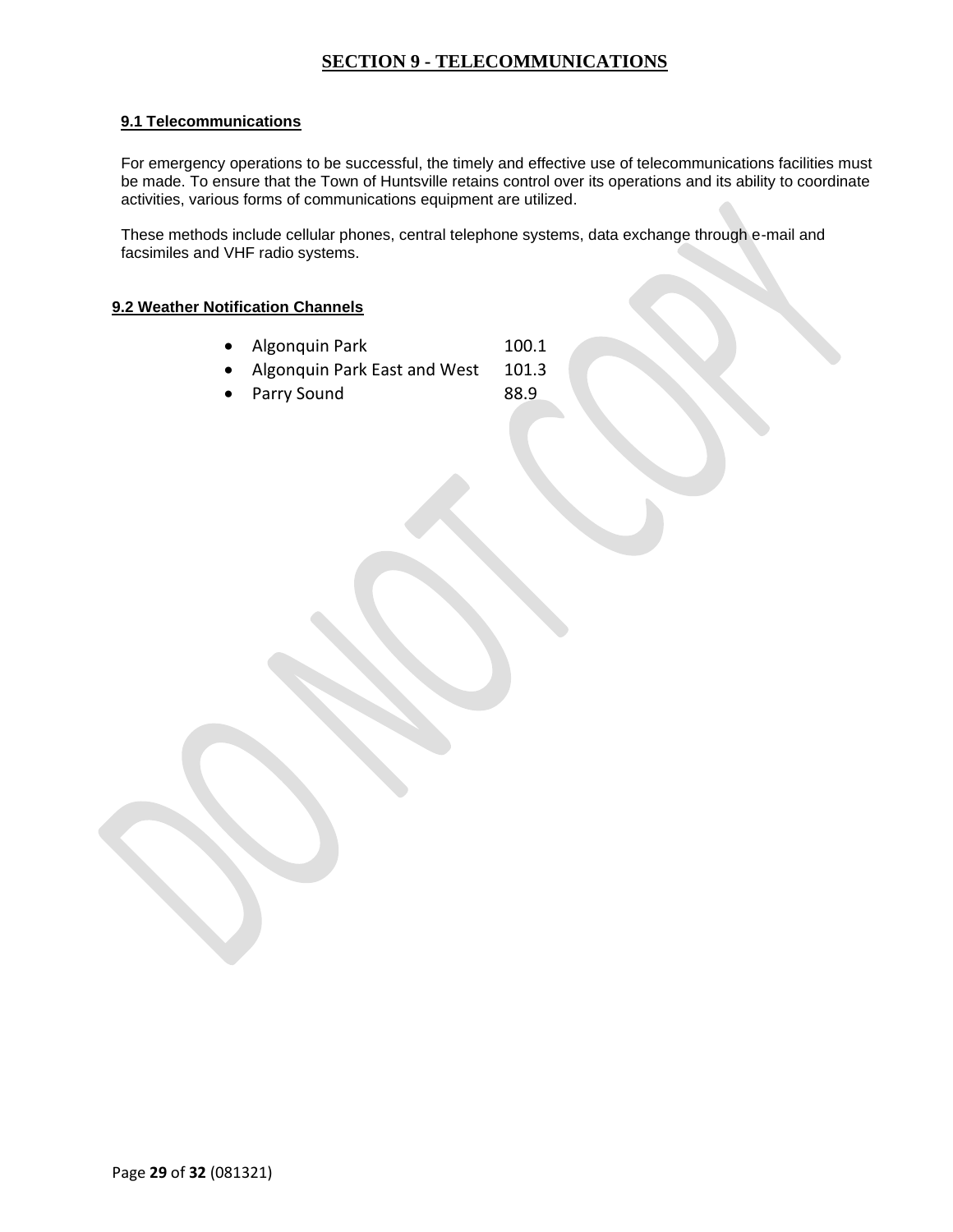# SECTION 9 - TELECOMMUNICATIONS

## 9.1 Telecommunications

For emergency operations to be successful, the timely and effective use of telecommunications facilities must be made. To ensure that the Town of Huntsville retains control over its operations and its ability to coordinate activities, various forms of communications equipment are utilized.

These methods include cellular phones, central telephone systems, data exchange through e-mail and facsimiles and VHF radio systems.

## 9.2 Weather Notification Channels

- Algonquin Park 100.1
- Algonquin Park East and West 101.3
- Parry Sound 88.9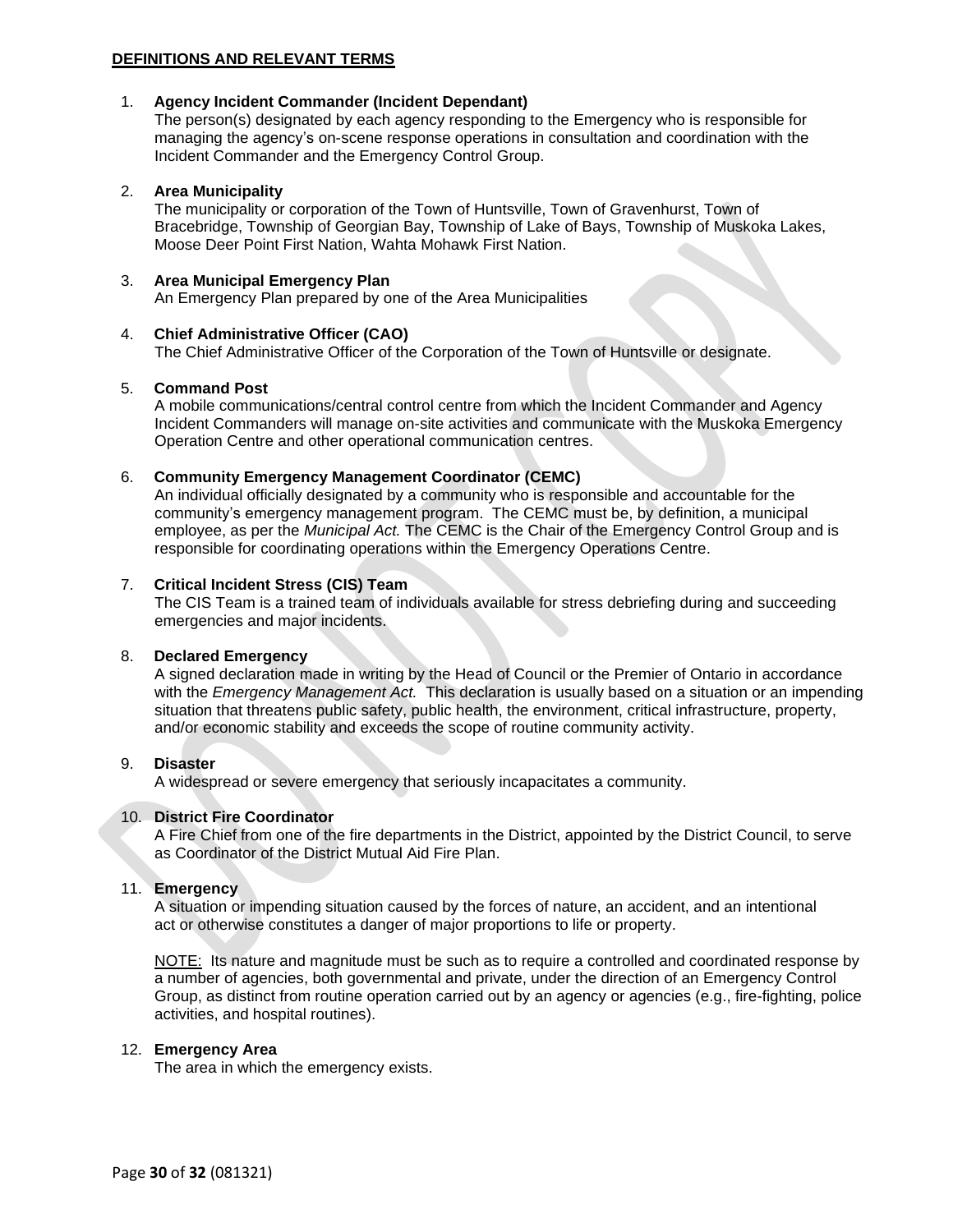**DEFINITIONS AND RELEVANT TERMS**

1. **Agency Incident Commander (Incident Dependant)**
   The person(s) designated by each agency responding to the Emergency who is responsible for managing the agency's on-scene response operations in consultation and coordination with the Incident Commander and the Emergency Control Group.

2. **Area Municipality**
   The municipality or corporation of the Town of Huntsville, Town of Gravenhurst, Town of Bracebridge, Township of Georgian Bay, Township of Lake of Bays, Township of Muskoka Lakes, Moose Deer Point First Nation, Wahta Mohawk First Nation.

3. **Area Municipal Emergency Plan**
   An Emergency Plan prepared by one of the Area Municipalities

4. **Chief Administrative Officer (CAO)**
   The Chief Administrative Officer of the Corporation of the Town of Huntsville or designate.

5. **Command Post**
   A mobile communications/central control centre from which the Incident Commander and Agency Incident Commanders will manage on-site activities and communicate with the Muskoka Emergency Operation Centre and other operational communication centres.

6. **Community Emergency Management Coordinator (CEMC)**
   An individual officially designated by a community who is responsible and accountable for the community's emergency management program. The CEMC must be, by definition, a municipal employee, as per the *Municipal Act.* The CEMC is the Chair of the Emergency Control Group and is responsible for coordinating operations within the Emergency Operations Centre.

7. **Critical Incident Stress (CIS) Team**
   The CIS Team is a trained team of individuals available for stress debriefing during and succeeding emergencies and major incidents.

8. **Declared Emergency**
   A signed declaration made in writing by the Head of Council or the Premier of Ontario in accordance with the *Emergency Management Act.* This declaration is usually based on a situation or an impending situation that threatens public safety, public health, the environment, critical infrastructure, property, and/or economic stability and exceeds the scope of routine community activity.

9. **Disaster**
   A widespread or severe emergency that seriously incapacitates a community.

10. **District Fire Coordinator**
    A Fire Chief from one of the fire departments in the District, appointed by the District Council, to serve as Coordinator of the District Mutual Aid Fire Plan.

11. **Emergency**
    A situation or impending situation caused by the forces of nature, an accident, and an intentional act or otherwise constitutes a danger of major proportions to life or property.

    NOTE: Its nature and magnitude must be such as to require a controlled and coordinated response by a number of agencies, both governmental and private, under the direction of an Emergency Control Group, as distinct from routine operation carried out by an agency or agencies (e.g., fire-fighting, police activities, and hospital routines).

12. **Emergency Area**
    The area in which the emergency exists.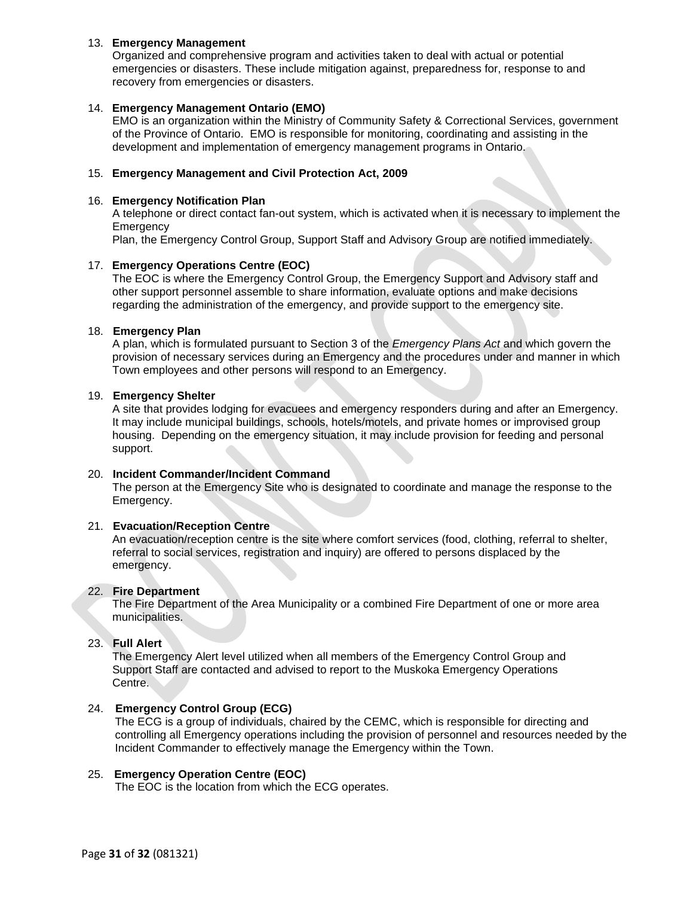13. **Emergency Management**
    Organized and comprehensive program and activities taken to deal with actual or potential emergencies or disasters. These include mitigation against, preparedness for, response to and recovery from emergencies or disasters.

14. **Emergency Management Ontario (EMO)**
    EMO is an organization within the Ministry of Community Safety & Correctional Services, government of the Province of Ontario. EMO is responsible for monitoring, coordinating and assisting in the development and implementation of emergency management programs in Ontario.

15. **Emergency Management and Civil Protection Act, 2009**

16. **Emergency Notification Plan**
    A telephone or direct contact fan-out system, which is activated when it is necessary to implement the Emergency
    Plan, the Emergency Control Group, Support Staff and Advisory Group are notified immediately.

17. **Emergency Operations Centre (EOC)**
    The EOC is where the Emergency Control Group, the Emergency Support and Advisory staff and other support personnel assemble to share information, evaluate options and make decisions regarding the administration of the emergency, and provide support to the emergency site.

18. **Emergency Plan**
    A plan, which is formulated pursuant to Section 3 of the *Emergency Plans Act* and which govern the provision of necessary services during an Emergency and the procedures under and manner in which Town employees and other persons will respond to an Emergency.

19. **Emergency Shelter**
    A site that provides lodging for evacuees and emergency responders during and after an Emergency. It may include municipal buildings, schools, hotels/motels, and private homes or improvised group housing. Depending on the emergency situation, it may include provision for feeding and personal support.

20. **Incident Commander/Incident Command**
    The person at the Emergency Site who is designated to coordinate and manage the response to the Emergency.

21. **Evacuation/Reception Centre**
    An evacuation/reception centre is the site where comfort services (food, clothing, referral to shelter, referral to social services, registration and inquiry) are offered to persons displaced by the emergency.

22. **Fire Department**
    The Fire Department of the Area Municipality or a combined Fire Department of one or more area municipalities.

23. **Full Alert**
    The Emergency Alert level utilized when all members of the Emergency Control Group and Support Staff are contacted and advised to report to the Muskoka Emergency Operations Centre.

24. **Emergency Control Group (ECG)**
    The ECG is a group of individuals, chaired by the CEMC, which is responsible for directing and controlling all Emergency operations including the provision of personnel and resources needed by the Incident Commander to effectively manage the Emergency within the Town.

25. **Emergency Operation Centre (EOC)**
    The EOC is the location from which the ECG operates.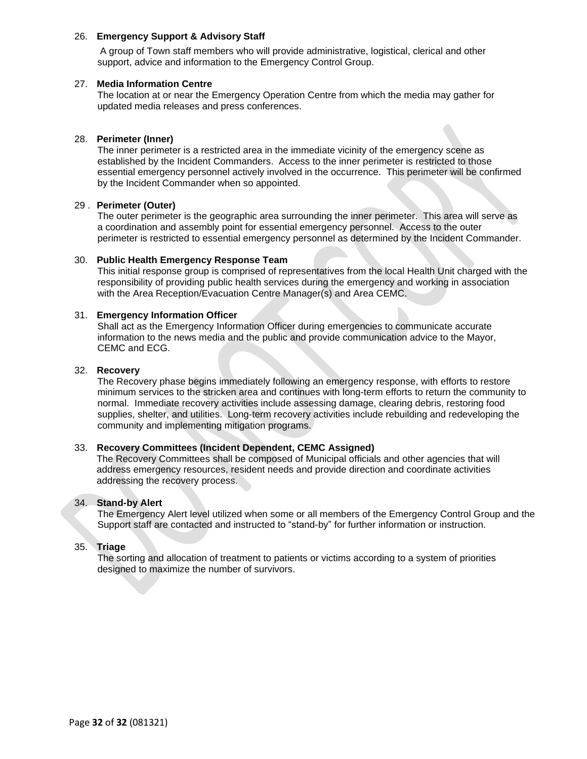26. **Emergency Support & Advisory Staff**

A group of Town staff members who will provide administrative, logistical, clerical and other support, advice and information to the Emergency Control Group.

27. **Media Information Centre**

The location at or near the Emergency Operation Centre from which the media may gather for updated media releases and press conferences.

28. **Perimeter (Inner)**

The inner perimeter is a restricted area in the immediate vicinity of the emergency scene as established by the Incident Commanders. Access to the inner perimeter is restricted to those essential emergency personnel actively involved in the occurrence. This perimeter will be confirmed by the Incident Commander when so appointed.

29 . **Perimeter (Outer)**

The outer perimeter is the geographic area surrounding the inner perimeter. This area will serve as a coordination and assembly point for essential emergency personnel. Access to the outer perimeter is restricted to essential emergency personnel as determined by the Incident Commander.

30. **Public Health Emergency Response Team**

This initial response group is comprised of representatives from the local Health Unit charged with the responsibility of providing public health services during the emergency and working in association with the Area Reception/Evacuation Centre Manager(s) and Area CEMC.

31. **Emergency Information Officer**

Shall act as the Emergency Information Officer during emergencies to communicate accurate information to the news media and the public and provide communication advice to the Mayor, CEMC and ECG.

32. **Recovery**

The Recovery phase begins immediately following an emergency response, with efforts to restore minimum services to the stricken area and continues with long-term efforts to return the community to normal. Immediate recovery activities include assessing damage, clearing debris, restoring food supplies, shelter, and utilities. Long-term recovery activities include rebuilding and redeveloping the community and implementing mitigation programs.

33. **Recovery Committees (Incident Dependent, CEMC Assigned)**

The Recovery Committees shall be composed of Municipal officials and other agencies that will address emergency resources, resident needs and provide direction and coordinate activities addressing the recovery process.

34. **Stand-by Alert**

The Emergency Alert level utilized when some or all members of the Emergency Control Group and the Support staff are contacted and instructed to "stand-by" for further information or instruction.

35. **Triage**

The sorting and allocation of treatment to patients or victims according to a system of priorities designed to maximize the number of survivors.